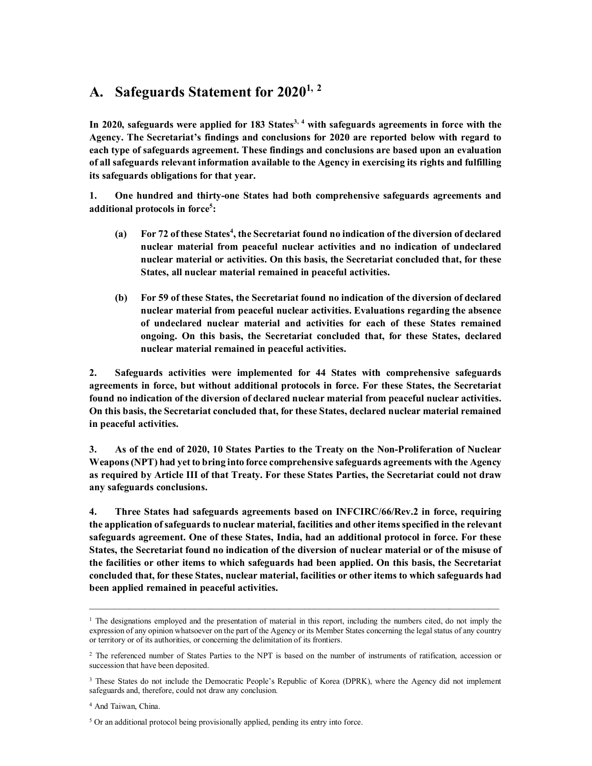## A. Safeguards Statement for 2020[1, 2]

**In 2020, safeguards were applied for 183 States[3, 4] with safeguards agreements in force with the Agency. The Secretariat's findings and conclusions for 2020 are reported below with regard to each type of safeguards agreement. These findings and conclusions are based upon an evaluation of all safeguards relevant information available to the Agency in exercising its rights and fulfilling its safeguards obligations for that year.**

**1. One hundred and thirty-one States had both comprehensive safeguards agreements and additional protocols in force[5]:**

- **(a) For 72 of these States[4], the Secretariat found no indication of the diversion of declared nuclear material from peaceful nuclear activities and no indication of undeclared nuclear material or activities. On this basis, the Secretariat concluded that, for these States, all nuclear material remained in peaceful activities.**

- **(b) For 59 of these States, the Secretariat found no indication of the diversion of declared nuclear material from peaceful nuclear activities. Evaluations regarding the absence of undeclared nuclear material and activities for each of these States remained ongoing. On this basis, the Secretariat concluded that, for these States, declared nuclear material remained in peaceful activities.**

**2. Safeguards activities were implemented for 44 States with comprehensive safeguards agreements in force, but without additional protocols in force. For these States, the Secretariat found no indication of the diversion of declared nuclear material from peaceful nuclear activities. On this basis, the Secretariat concluded that, for these States, declared nuclear material remained in peaceful activities.**

**3. As of the end of 2020, 10 States Parties to the Treaty on the Non-Proliferation of Nuclear Weapons (NPT) had yet to bring into force comprehensive safeguards agreements with the Agency as required by Article III of that Treaty. For these States Parties, the Secretariat could not draw any safeguards conclusions.**

**4. Three States had safeguards agreements based on INFCIRC/66/Rev.2 in force, requiring the application of safeguards to nuclear material, facilities and other items specified in the relevant safeguards agreement. One of these States, India, had an additional protocol in force. For these States, the Secretariat found no indication of the diversion of nuclear material or of the misuse of the facilities or other items to which safeguards had been applied. On this basis, the Secretariat concluded that, for these States, nuclear material, facilities or other items to which safeguards had been applied remained in peaceful activities.**

---

[1] The designations employed and the presentation of material in this report, including the numbers cited, do not imply the expression of any opinion whatsoever on the part of the Agency or its Member States concerning the legal status of any country or territory or of its authorities, or concerning the delimitation of its frontiers.

[2] The referenced number of States Parties to the NPT is based on the number of instruments of ratification, accession or succession that have been deposited.

[3] These States do not include the Democratic People's Republic of Korea (DPRK), where the Agency did not implement safeguards and, therefore, could not draw any conclusion.

[4] And Taiwan, China.

[5] Or an additional protocol being provisionally applied, pending its entry into force.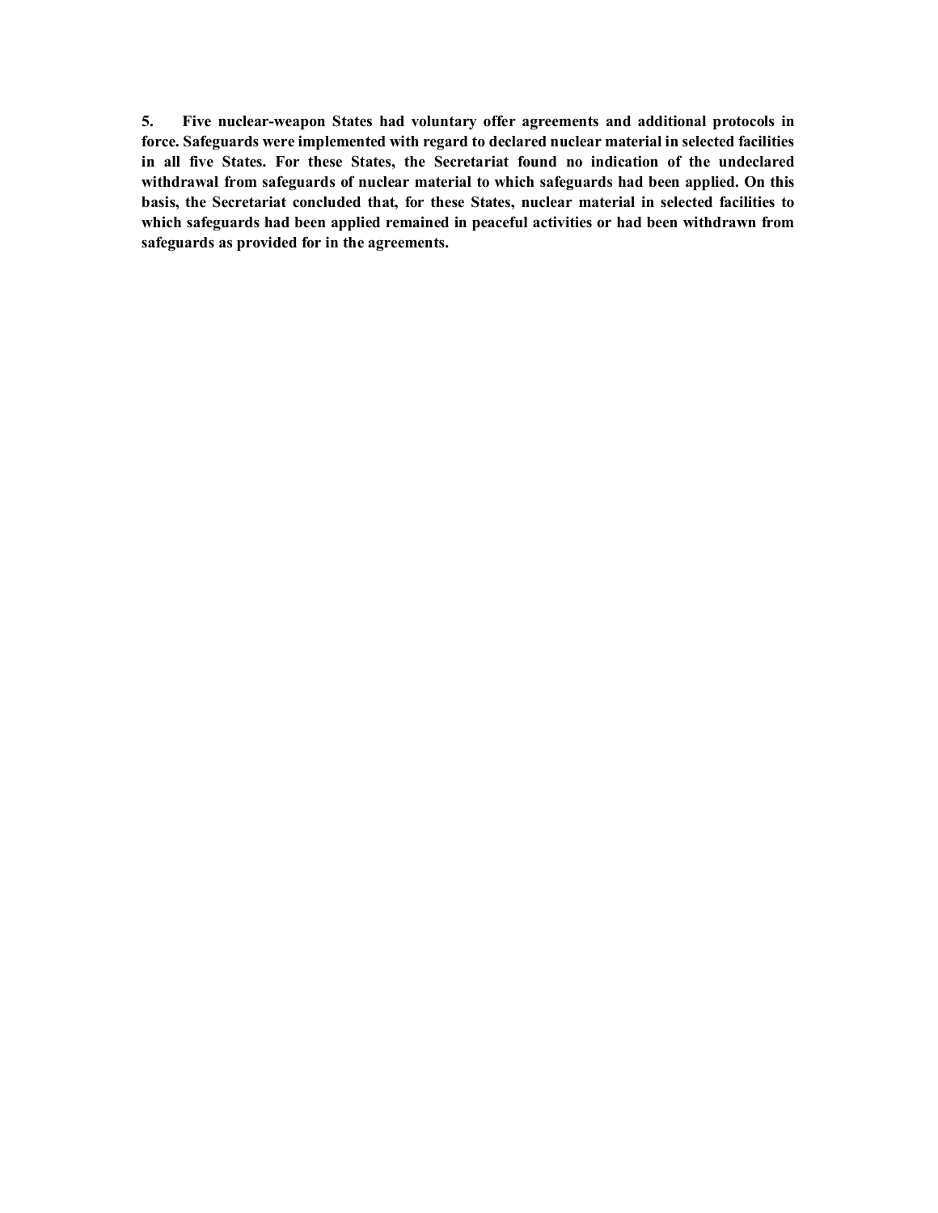**5. Five nuclear-weapon States had voluntary offer agreements and additional protocols in force. Safeguards were implemented with regard to declared nuclear material in selected facilities in all five States. For these States, the Secretariat found no indication of the undeclared withdrawal from safeguards of nuclear material to which safeguards had been applied. On this basis, the Secretariat concluded that, for these States, nuclear material in selected facilities to which safeguards had been applied remained in peaceful activities or had been withdrawn from safeguards as provided for in the agreements.**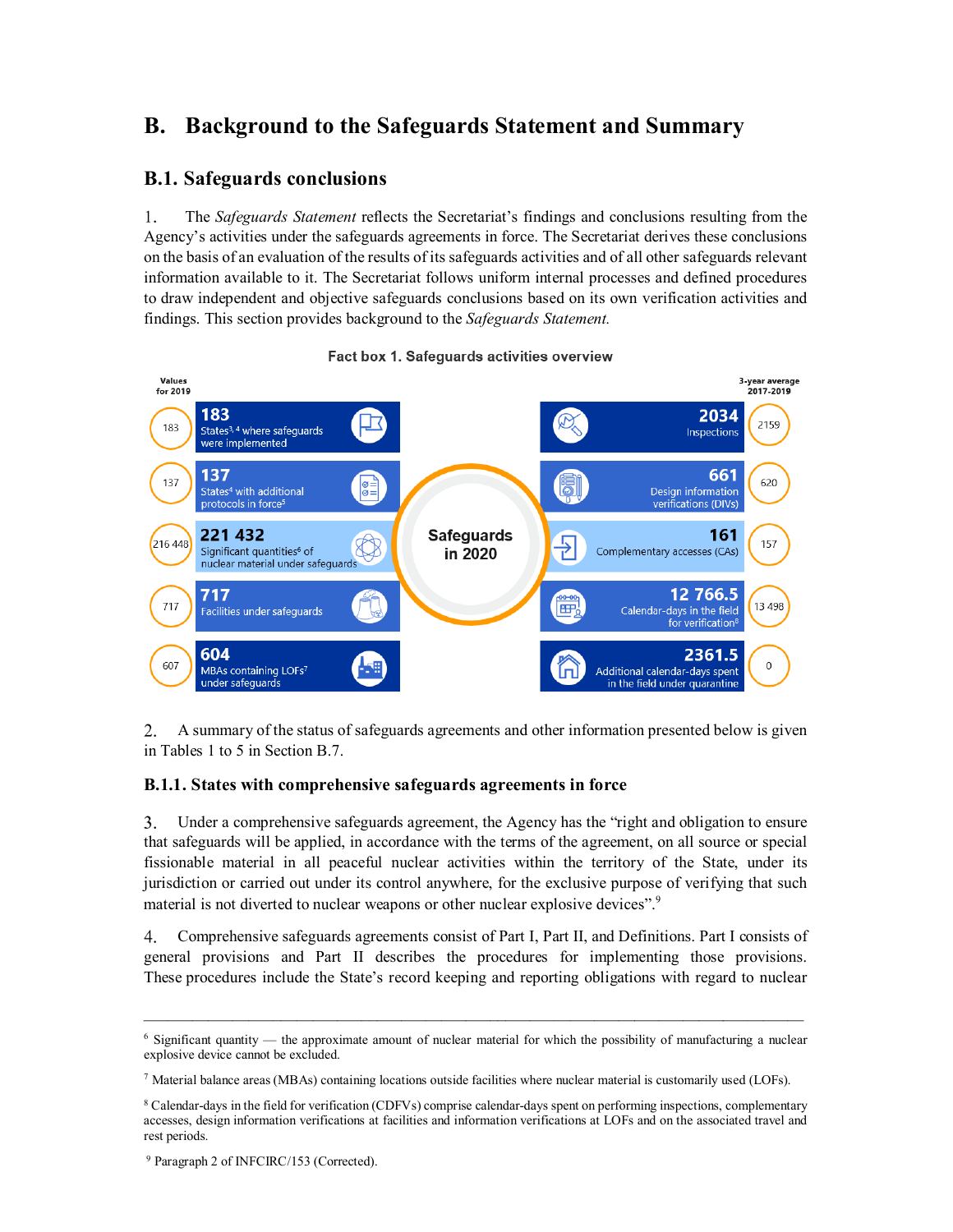## B. Background to the Safeguards Statement and Summary

### B.1. Safeguards conclusions

1. The *Safeguards Statement* reflects the Secretariat's findings and conclusions resulting from the Agency's activities under the safeguards agreements in force. The Secretariat derives these conclusions on the basis of an evaluation of the results of its safeguards activities and of all other safeguards relevant information available to it. The Secretariat follows uniform internal processes and defined procedures to draw independent and objective safeguards conclusions based on its own verification activities and findings. This section provides background to the *Safeguards Statement.*

**Fact box 1. Safeguards activities overview**

**Safeguards in 2020**

| Values for 2019 | 2020 | Item |
|---|---|---|
| 183 | 183 | States[3,4] where safeguards were implemented |
| 137 | 137 | States[4] with additional protocols in force[5] |
| 216 448 | 221 432 | Significant quantities[6] of nuclear material under safeguards |
| 717 | 717 | Facilities under safeguards |
| 607 | 604 | MBAs containing LOFs[7] under safeguards |

| Item | 2020 | 3-year average 2017-2019 |
|---|---|---|
| Inspections | 2034 | 2159 |
| Design information verifications (DIVs) | 661 | 620 |
| Complementary accesses (CAs) | 161 | 157 |
| Calendar-days in the field for verification[8] | 12 766.5 | 13 498 |
| Additional calendar-days spent in the field under quarantine | 2361.5 | 0 |

2. A summary of the status of safeguards agreements and other information presented below is given in Tables 1 to 5 in Section B.7.

#### B.1.1. States with comprehensive safeguards agreements in force

3. Under a comprehensive safeguards agreement, the Agency has the "right and obligation to ensure that safeguards will be applied, in accordance with the terms of the agreement, on all source or special fissionable material in all peaceful nuclear activities within the territory of the State, under its jurisdiction or carried out under its control anywhere, for the exclusive purpose of verifying that such material is not diverted to nuclear weapons or other nuclear explosive devices".[9]

4. Comprehensive safeguards agreements consist of Part I, Part II, and Definitions. Part I consists of general provisions and Part II describes the procedures for implementing those provisions. These procedures include the State's record keeping and reporting obligations with regard to nuclear

---

[6] Significant quantity — the approximate amount of nuclear material for which the possibility of manufacturing a nuclear explosive device cannot be excluded.

[7] Material balance areas (MBAs) containing locations outside facilities where nuclear material is customarily used (LOFs).

[8] Calendar-days in the field for verification (CDFVs) comprise calendar-days spent on performing inspections, complementary accesses, design information verifications at facilities and information verifications at LOFs and on the associated travel and rest periods.

[9] Paragraph 2 of INFCIRC/153 (Corrected).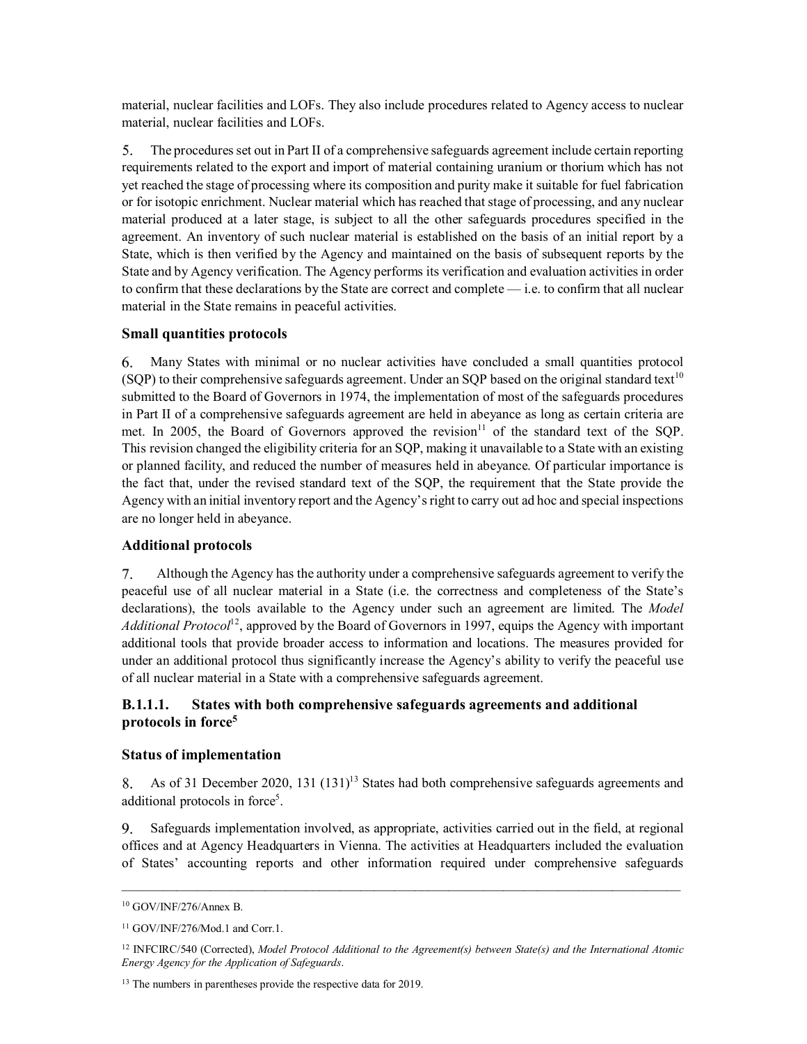material, nuclear facilities and LOFs. They also include procedures related to Agency access to nuclear material, nuclear facilities and LOFs.

5. The procedures set out in Part II of a comprehensive safeguards agreement include certain reporting requirements related to the export and import of material containing uranium or thorium which has not yet reached the stage of processing where its composition and purity make it suitable for fuel fabrication or for isotopic enrichment. Nuclear material which has reached that stage of processing, and any nuclear material produced at a later stage, is subject to all the other safeguards procedures specified in the agreement. An inventory of such nuclear material is established on the basis of an initial report by a State, which is then verified by the Agency and maintained on the basis of subsequent reports by the State and by Agency verification. The Agency performs its verification and evaluation activities in order to confirm that these declarations by the State are correct and complete — i.e. to confirm that all nuclear material in the State remains in peaceful activities.

### Small quantities protocols

6. Many States with minimal or no nuclear activities have concluded a small quantities protocol (SQP) to their comprehensive safeguards agreement. Under an SQP based on the original standard text[10] submitted to the Board of Governors in 1974, the implementation of most of the safeguards procedures in Part II of a comprehensive safeguards agreement are held in abeyance as long as certain criteria are met. In 2005, the Board of Governors approved the revision[11] of the standard text of the SQP. This revision changed the eligibility criteria for an SQP, making it unavailable to a State with an existing or planned facility, and reduced the number of measures held in abeyance. Of particular importance is the fact that, under the revised standard text of the SQP, the requirement that the State provide the Agency with an initial inventory report and the Agency's right to carry out ad hoc and special inspections are no longer held in abeyance.

### Additional protocols

7. Although the Agency has the authority under a comprehensive safeguards agreement to verify the peaceful use of all nuclear material in a State (i.e. the correctness and completeness of the State's declarations), the tools available to the Agency under such an agreement are limited. The *Model Additional Protocol*[12], approved by the Board of Governors in 1997, equips the Agency with important additional tools that provide broader access to information and locations. The measures provided for under an additional protocol thus significantly increase the Agency's ability to verify the peaceful use of all nuclear material in a State with a comprehensive safeguards agreement.

## B.1.1.1. States with both comprehensive safeguards agreements and additional protocols in force[5]

### Status of implementation

8. As of 31 December 2020, 131 (131)[13] States had both comprehensive safeguards agreements and additional protocols in force[5].

9. Safeguards implementation involved, as appropriate, activities carried out in the field, at regional offices and at Agency Headquarters in Vienna. The activities at Headquarters included the evaluation of States' accounting reports and other information required under comprehensive safeguards

---

[10] GOV/INF/276/Annex B.

[11] GOV/INF/276/Mod.1 and Corr.1.

[12] INFCIRC/540 (Corrected), *Model Protocol Additional to the Agreement(s) between State(s) and the International Atomic Energy Agency for the Application of Safeguards*.

[13] The numbers in parentheses provide the respective data for 2019.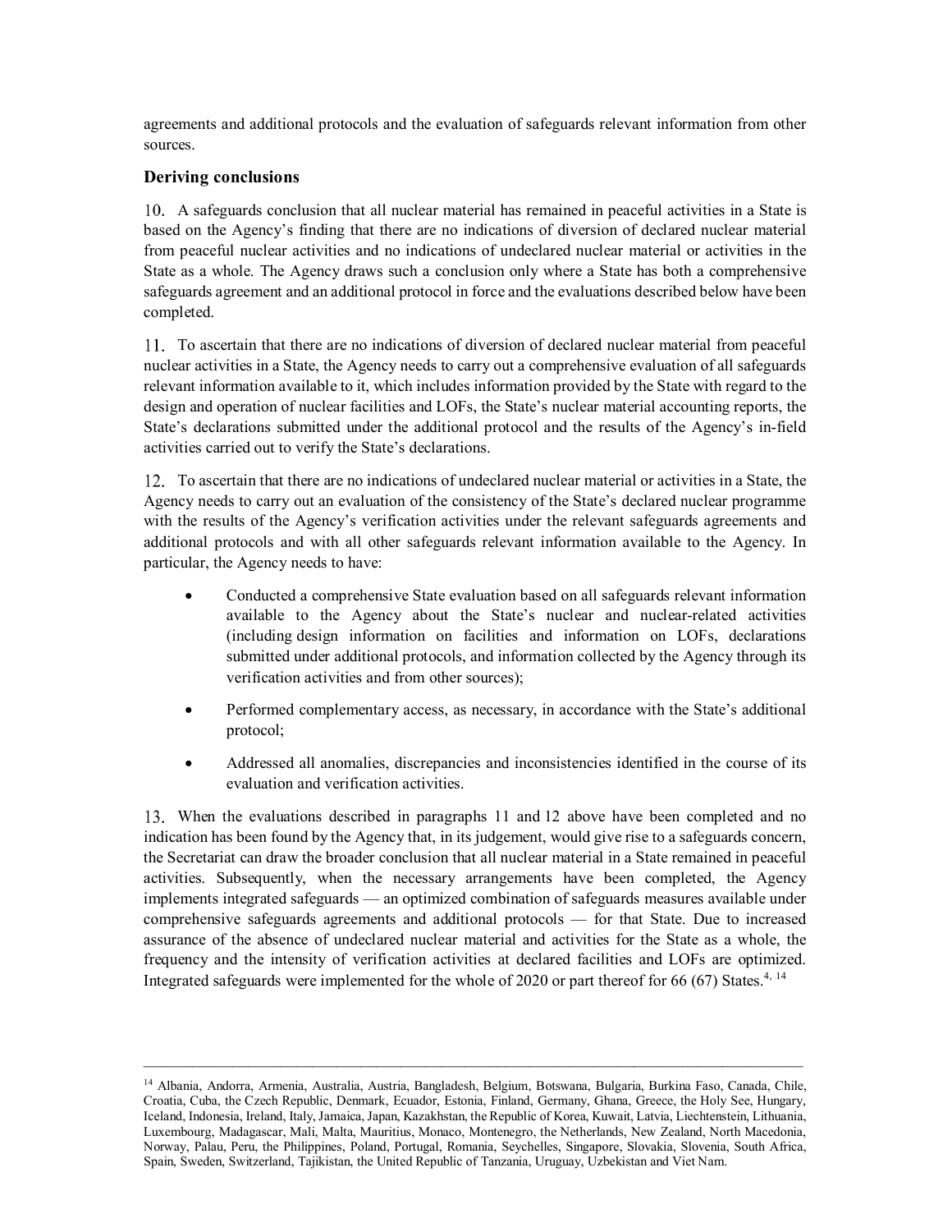agreements and additional protocols and the evaluation of safeguards relevant information from other sources.

### Deriving conclusions

10. A safeguards conclusion that all nuclear material has remained in peaceful activities in a State is based on the Agency's finding that there are no indications of diversion of declared nuclear material from peaceful nuclear activities and no indications of undeclared nuclear material or activities in the State as a whole. The Agency draws such a conclusion only where a State has both a comprehensive safeguards agreement and an additional protocol in force and the evaluations described below have been completed.

11. To ascertain that there are no indications of diversion of declared nuclear material from peaceful nuclear activities in a State, the Agency needs to carry out a comprehensive evaluation of all safeguards relevant information available to it, which includes information provided by the State with regard to the design and operation of nuclear facilities and LOFs, the State's nuclear material accounting reports, the State's declarations submitted under the additional protocol and the results of the Agency's in-field activities carried out to verify the State's declarations.

12. To ascertain that there are no indications of undeclared nuclear material or activities in a State, the Agency needs to carry out an evaluation of the consistency of the State's declared nuclear programme with the results of the Agency's verification activities under the relevant safeguards agreements and additional protocols and with all other safeguards relevant information available to the Agency. In particular, the Agency needs to have:

- Conducted a comprehensive State evaluation based on all safeguards relevant information available to the Agency about the State's nuclear and nuclear-related activities (including design information on facilities and information on LOFs, declarations submitted under additional protocols, and information collected by the Agency through its verification activities and from other sources);
- Performed complementary access, as necessary, in accordance with the State's additional protocol;
- Addressed all anomalies, discrepancies and inconsistencies identified in the course of its evaluation and verification activities.

13. When the evaluations described in paragraphs 11 and 12 above have been completed and no indication has been found by the Agency that, in its judgement, would give rise to a safeguards concern, the Secretariat can draw the broader conclusion that all nuclear material in a State remained in peaceful activities. Subsequently, when the necessary arrangements have been completed, the Agency implements integrated safeguards — an optimized combination of safeguards measures available under comprehensive safeguards agreements and additional protocols — for that State. Due to increased assurance of the absence of undeclared nuclear material and activities for the State as a whole, the frequency and the intensity of verification activities at declared facilities and LOFs are optimized. Integrated safeguards were implemented for the whole of 2020 or part thereof for 66 (67) States.[4, 14]

---

[14] Albania, Andorra, Armenia, Australia, Austria, Bangladesh, Belgium, Botswana, Bulgaria, Burkina Faso, Canada, Chile, Croatia, Cuba, the Czech Republic, Denmark, Ecuador, Estonia, Finland, Germany, Ghana, Greece, the Holy See, Hungary, Iceland, Indonesia, Ireland, Italy, Jamaica, Japan, Kazakhstan, the Republic of Korea, Kuwait, Latvia, Liechtenstein, Lithuania, Luxembourg, Madagascar, Mali, Malta, Mauritius, Monaco, Montenegro, the Netherlands, New Zealand, North Macedonia, Norway, Palau, Peru, the Philippines, Poland, Portugal, Romania, Seychelles, Singapore, Slovakia, Slovenia, South Africa, Spain, Sweden, Switzerland, Tajikistan, the United Republic of Tanzania, Uruguay, Uzbekistan and Viet Nam.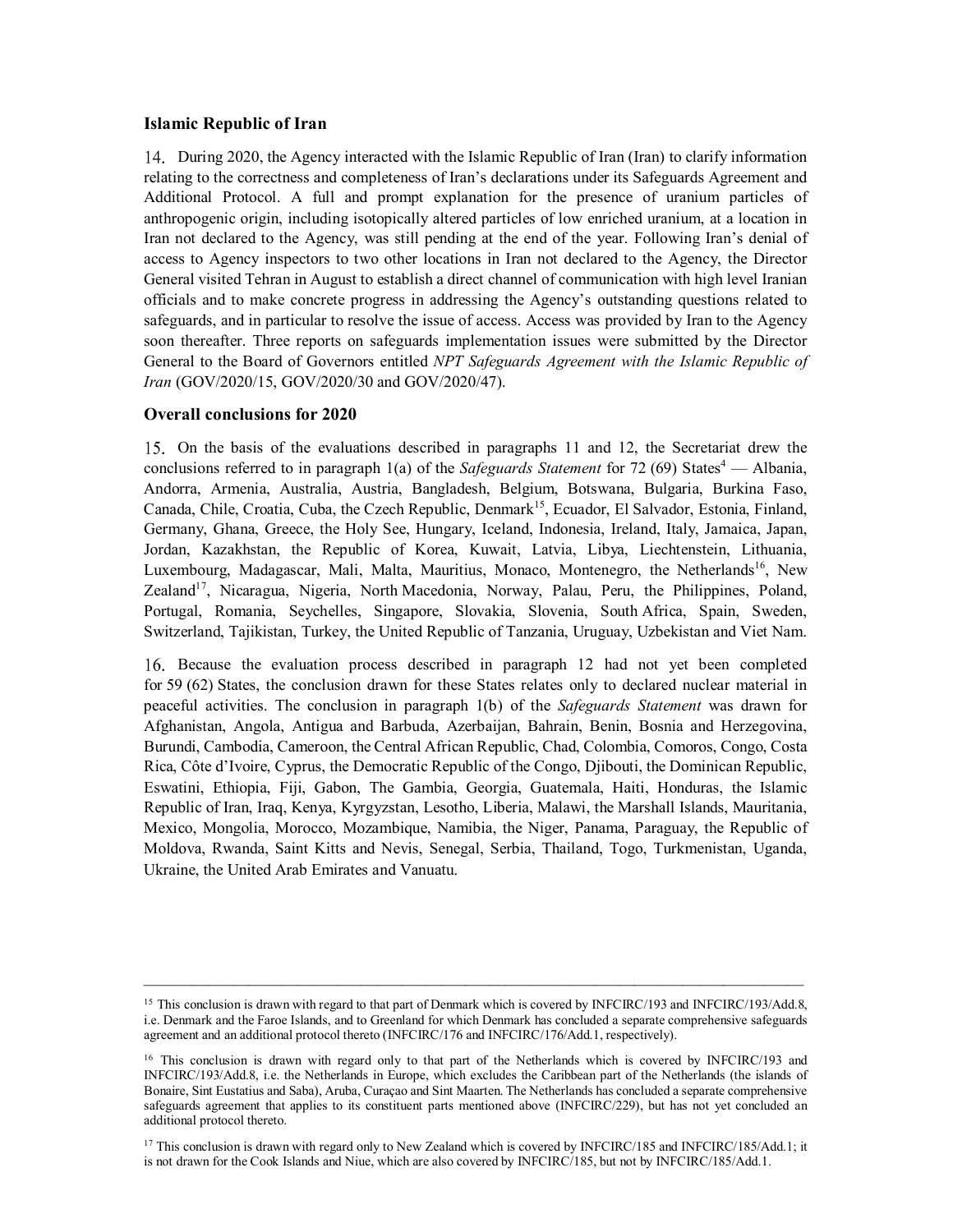### Islamic Republic of Iran

14. During 2020, the Agency interacted with the Islamic Republic of Iran (Iran) to clarify information relating to the correctness and completeness of Iran's declarations under its Safeguards Agreement and Additional Protocol. A full and prompt explanation for the presence of uranium particles of anthropogenic origin, including isotopically altered particles of low enriched uranium, at a location in Iran not declared to the Agency, was still pending at the end of the year. Following Iran's denial of access to Agency inspectors to two other locations in Iran not declared to the Agency, the Director General visited Tehran in August to establish a direct channel of communication with high level Iranian officials and to make concrete progress in addressing the Agency's outstanding questions related to safeguards, and in particular to resolve the issue of access. Access was provided by Iran to the Agency soon thereafter. Three reports on safeguards implementation issues were submitted by the Director General to the Board of Governors entitled *NPT Safeguards Agreement with the Islamic Republic of Iran* (GOV/2020/15, GOV/2020/30 and GOV/2020/47).

### Overall conclusions for 2020

15. On the basis of the evaluations described in paragraphs 11 and 12, the Secretariat drew the conclusions referred to in paragraph 1(a) of the *Safeguards Statement* for 72 (69) States[4] — Albania, Andorra, Armenia, Australia, Austria, Bangladesh, Belgium, Botswana, Bulgaria, Burkina Faso, Canada, Chile, Croatia, Cuba, the Czech Republic, Denmark[15], Ecuador, El Salvador, Estonia, Finland, Germany, Ghana, Greece, the Holy See, Hungary, Iceland, Indonesia, Ireland, Italy, Jamaica, Japan, Jordan, Kazakhstan, the Republic of Korea, Kuwait, Latvia, Libya, Liechtenstein, Lithuania, Luxembourg, Madagascar, Mali, Malta, Mauritius, Monaco, Montenegro, the Netherlands[16], New Zealand[17], Nicaragua, Nigeria, North Macedonia, Norway, Palau, Peru, the Philippines, Poland, Portugal, Romania, Seychelles, Singapore, Slovakia, Slovenia, South Africa, Spain, Sweden, Switzerland, Tajikistan, Turkey, the United Republic of Tanzania, Uruguay, Uzbekistan and Viet Nam.

16. Because the evaluation process described in paragraph 12 had not yet been completed for 59 (62) States, the conclusion drawn for these States relates only to declared nuclear material in peaceful activities. The conclusion in paragraph 1(b) of the *Safeguards Statement* was drawn for Afghanistan, Angola, Antigua and Barbuda, Azerbaijan, Bahrain, Benin, Bosnia and Herzegovina, Burundi, Cambodia, Cameroon, the Central African Republic, Chad, Colombia, Comoros, Congo, Costa Rica, Côte d'Ivoire, Cyprus, the Democratic Republic of the Congo, Djibouti, the Dominican Republic, Eswatini, Ethiopia, Fiji, Gabon, The Gambia, Georgia, Guatemala, Haiti, Honduras, the Islamic Republic of Iran, Iraq, Kenya, Kyrgyzstan, Lesotho, Liberia, Malawi, the Marshall Islands, Mauritania, Mexico, Mongolia, Morocco, Mozambique, Namibia, the Niger, Panama, Paraguay, the Republic of Moldova, Rwanda, Saint Kitts and Nevis, Senegal, Serbia, Thailand, Togo, Turkmenistan, Uganda, Ukraine, the United Arab Emirates and Vanuatu.

---

[15] This conclusion is drawn with regard to that part of Denmark which is covered by INFCIRC/193 and INFCIRC/193/Add.8, i.e. Denmark and the Faroe Islands, and to Greenland for which Denmark has concluded a separate comprehensive safeguards agreement and an additional protocol thereto (INFCIRC/176 and INFCIRC/176/Add.1, respectively).

[16] This conclusion is drawn with regard only to that part of the Netherlands which is covered by INFCIRC/193 and INFCIRC/193/Add.8, i.e. the Netherlands in Europe, which excludes the Caribbean part of the Netherlands (the islands of Bonaire, Sint Eustatius and Saba), Aruba, Curaçao and Sint Maarten. The Netherlands has concluded a separate comprehensive safeguards agreement that applies to its constituent parts mentioned above (INFCIRC/229), but has not yet concluded an additional protocol thereto.

[17] This conclusion is drawn with regard only to New Zealand which is covered by INFCIRC/185 and INFCIRC/185/Add.1; it is not drawn for the Cook Islands and Niue, which are also covered by INFCIRC/185, but not by INFCIRC/185/Add.1.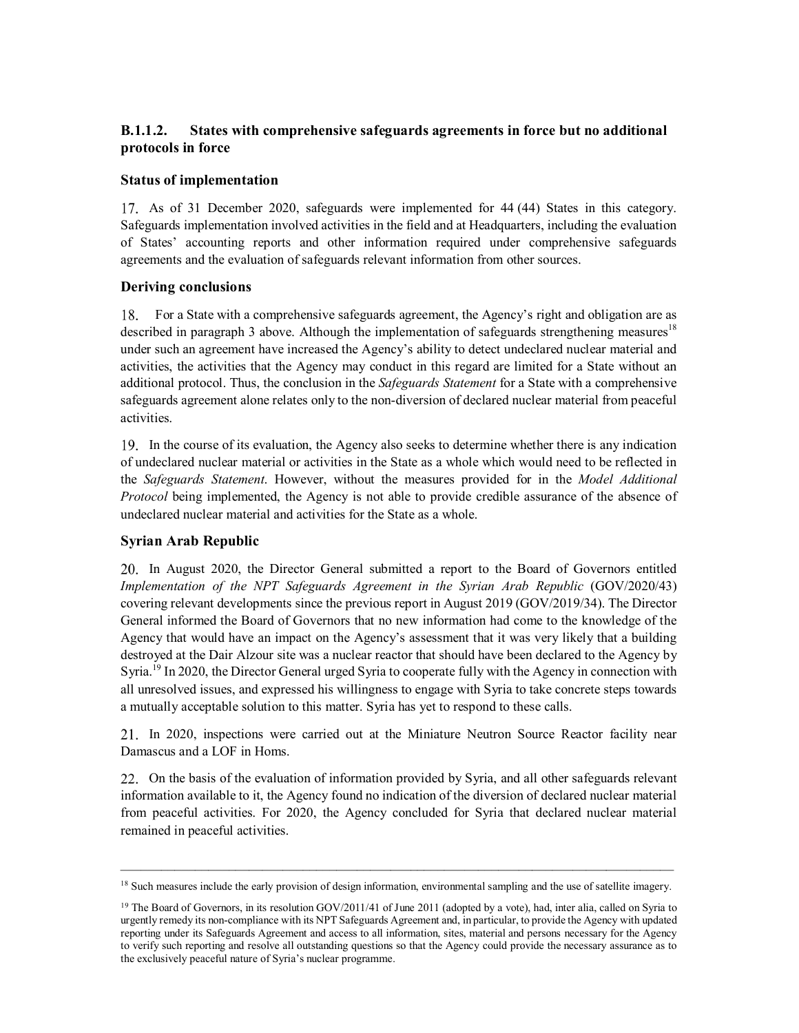### B.1.1.2. States with comprehensive safeguards agreements in force but no additional protocols in force

#### Status of implementation

17. As of 31 December 2020, safeguards were implemented for 44 (44) States in this category. Safeguards implementation involved activities in the field and at Headquarters, including the evaluation of States' accounting reports and other information required under comprehensive safeguards agreements and the evaluation of safeguards relevant information from other sources.

#### Deriving conclusions

18. For a State with a comprehensive safeguards agreement, the Agency's right and obligation are as described in paragraph 3 above. Although the implementation of safeguards strengthening measures[18] under such an agreement have increased the Agency's ability to detect undeclared nuclear material and activities, the activities that the Agency may conduct in this regard are limited for a State without an additional protocol. Thus, the conclusion in the *Safeguards Statement* for a State with a comprehensive safeguards agreement alone relates only to the non-diversion of declared nuclear material from peaceful activities.

19. In the course of its evaluation, the Agency also seeks to determine whether there is any indication of undeclared nuclear material or activities in the State as a whole which would need to be reflected in the *Safeguards Statement*. However, without the measures provided for in the *Model Additional Protocol* being implemented, the Agency is not able to provide credible assurance of the absence of undeclared nuclear material and activities for the State as a whole.

#### Syrian Arab Republic

20. In August 2020, the Director General submitted a report to the Board of Governors entitled *Implementation of the NPT Safeguards Agreement in the Syrian Arab Republic* (GOV/2020/43) covering relevant developments since the previous report in August 2019 (GOV/2019/34). The Director General informed the Board of Governors that no new information had come to the knowledge of the Agency that would have an impact on the Agency's assessment that it was very likely that a building destroyed at the Dair Alzour site was a nuclear reactor that should have been declared to the Agency by Syria.[19] In 2020, the Director General urged Syria to cooperate fully with the Agency in connection with all unresolved issues, and expressed his willingness to engage with Syria to take concrete steps towards a mutually acceptable solution to this matter. Syria has yet to respond to these calls.

21. In 2020, inspections were carried out at the Miniature Neutron Source Reactor facility near Damascus and a LOF in Homs.

22. On the basis of the evaluation of information provided by Syria, and all other safeguards relevant information available to it, the Agency found no indication of the diversion of declared nuclear material from peaceful activities. For 2020, the Agency concluded for Syria that declared nuclear material remained in peaceful activities.

---

[18] Such measures include the early provision of design information, environmental sampling and the use of satellite imagery.

[19] The Board of Governors, in its resolution GOV/2011/41 of June 2011 (adopted by a vote), had, inter alia, called on Syria to urgently remedy its non-compliance with its NPT Safeguards Agreement and, in particular, to provide the Agency with updated reporting under its Safeguards Agreement and access to all information, sites, material and persons necessary for the Agency to verify such reporting and resolve all outstanding questions so that the Agency could provide the necessary assurance as to the exclusively peaceful nature of Syria's nuclear programme.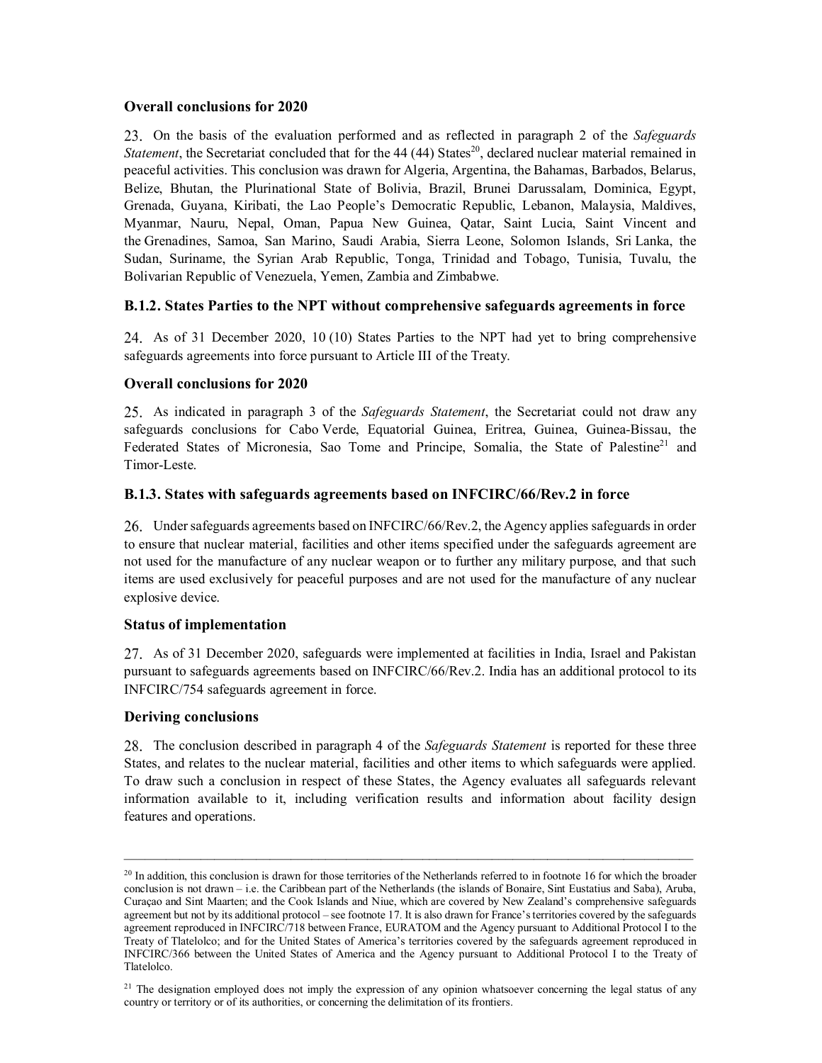### Overall conclusions for 2020

23. On the basis of the evaluation performed and as reflected in paragraph 2 of the *Safeguards Statement*, the Secretariat concluded that for the 44 (44) States[20], declared nuclear material remained in peaceful activities. This conclusion was drawn for Algeria, Argentina, the Bahamas, Barbados, Belarus, Belize, Bhutan, the Plurinational State of Bolivia, Brazil, Brunei Darussalam, Dominica, Egypt, Grenada, Guyana, Kiribati, the Lao People's Democratic Republic, Lebanon, Malaysia, Maldives, Myanmar, Nauru, Nepal, Oman, Papua New Guinea, Qatar, Saint Lucia, Saint Vincent and the Grenadines, Samoa, San Marino, Saudi Arabia, Sierra Leone, Solomon Islands, Sri Lanka, the Sudan, Suriname, the Syrian Arab Republic, Tonga, Trinidad and Tobago, Tunisia, Tuvalu, the Bolivarian Republic of Venezuela, Yemen, Zambia and Zimbabwe.

### B.1.2. States Parties to the NPT without comprehensive safeguards agreements in force

24. As of 31 December 2020, 10 (10) States Parties to the NPT had yet to bring comprehensive safeguards agreements into force pursuant to Article III of the Treaty.

### Overall conclusions for 2020

25. As indicated in paragraph 3 of the *Safeguards Statement*, the Secretariat could not draw any safeguards conclusions for Cabo Verde, Equatorial Guinea, Eritrea, Guinea, Guinea-Bissau, the Federated States of Micronesia, Sao Tome and Principe, Somalia, the State of Palestine[21] and Timor-Leste.

### B.1.3. States with safeguards agreements based on INFCIRC/66/Rev.2 in force

26. Under safeguards agreements based on INFCIRC/66/Rev.2, the Agency applies safeguards in order to ensure that nuclear material, facilities and other items specified under the safeguards agreement are not used for the manufacture of any nuclear weapon or to further any military purpose, and that such items are used exclusively for peaceful purposes and are not used for the manufacture of any nuclear explosive device.

### Status of implementation

27. As of 31 December 2020, safeguards were implemented at facilities in India, Israel and Pakistan pursuant to safeguards agreements based on INFCIRC/66/Rev.2. India has an additional protocol to its INFCIRC/754 safeguards agreement in force.

### Deriving conclusions

28. The conclusion described in paragraph 4 of the *Safeguards Statement* is reported for these three States, and relates to the nuclear material, facilities and other items to which safeguards were applied. To draw such a conclusion in respect of these States, the Agency evaluates all safeguards relevant information available to it, including verification results and information about facility design features and operations.

---

[20] In addition, this conclusion is drawn for those territories of the Netherlands referred to in footnote 16 for which the broader conclusion is not drawn – i.e. the Caribbean part of the Netherlands (the islands of Bonaire, Sint Eustatius and Saba), Aruba, Curaçao and Sint Maarten; and the Cook Islands and Niue, which are covered by New Zealand's comprehensive safeguards agreement but not by its additional protocol – see footnote 17. It is also drawn for France's territories covered by the safeguards agreement reproduced in INFCIRC/718 between France, EURATOM and the Agency pursuant to Additional Protocol I to the Treaty of Tlatelolco; and for the United States of America's territories covered by the safeguards agreement reproduced in INFCIRC/366 between the United States of America and the Agency pursuant to Additional Protocol I to the Treaty of Tlatelolco.

[21] The designation employed does not imply the expression of any opinion whatsoever concerning the legal status of any country or territory or of its authorities, or concerning the delimitation of its frontiers.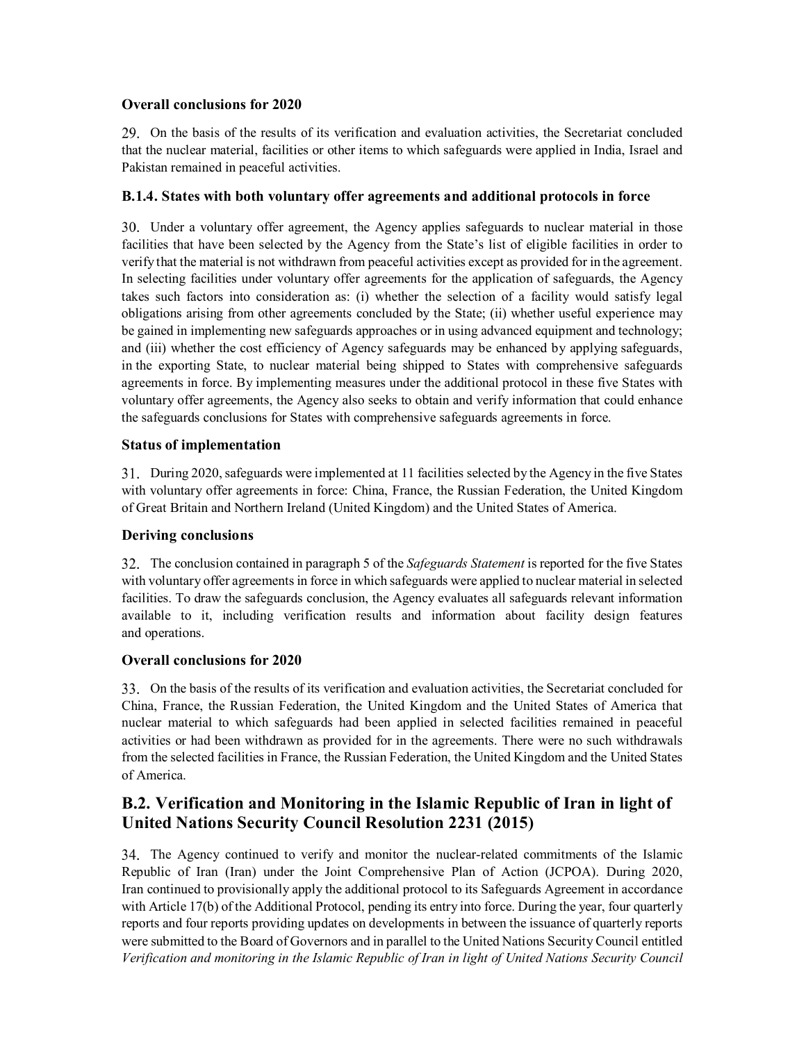**Overall conclusions for 2020**

29. On the basis of the results of its verification and evaluation activities, the Secretariat concluded that the nuclear material, facilities or other items to which safeguards were applied in India, Israel and Pakistan remained in peaceful activities.

### B.1.4. States with both voluntary offer agreements and additional protocols in force

30. Under a voluntary offer agreement, the Agency applies safeguards to nuclear material in those facilities that have been selected by the Agency from the State's list of eligible facilities in order to verify that the material is not withdrawn from peaceful activities except as provided for in the agreement. In selecting facilities under voluntary offer agreements for the application of safeguards, the Agency takes such factors into consideration as: (i) whether the selection of a facility would satisfy legal obligations arising from other agreements concluded by the State; (ii) whether useful experience may be gained in implementing new safeguards approaches or in using advanced equipment and technology; and (iii) whether the cost efficiency of Agency safeguards may be enhanced by applying safeguards, in the exporting State, to nuclear material being shipped to States with comprehensive safeguards agreements in force. By implementing measures under the additional protocol in these five States with voluntary offer agreements, the Agency also seeks to obtain and verify information that could enhance the safeguards conclusions for States with comprehensive safeguards agreements in force.

**Status of implementation**

31. During 2020, safeguards were implemented at 11 facilities selected by the Agency in the five States with voluntary offer agreements in force: China, France, the Russian Federation, the United Kingdom of Great Britain and Northern Ireland (United Kingdom) and the United States of America.

**Deriving conclusions**

32. The conclusion contained in paragraph 5 of the *Safeguards Statement* is reported for the five States with voluntary offer agreements in force in which safeguards were applied to nuclear material in selected facilities. To draw the safeguards conclusion, the Agency evaluates all safeguards relevant information available to it, including verification results and information about facility design features and operations.

**Overall conclusions for 2020**

33. On the basis of the results of its verification and evaluation activities, the Secretariat concluded for China, France, the Russian Federation, the United Kingdom and the United States of America that nuclear material to which safeguards had been applied in selected facilities remained in peaceful activities or had been withdrawn as provided for in the agreements. There were no such withdrawals from the selected facilities in France, the Russian Federation, the United Kingdom and the United States of America.

## B.2. Verification and Monitoring in the Islamic Republic of Iran in light of United Nations Security Council Resolution 2231 (2015)

34. The Agency continued to verify and monitor the nuclear-related commitments of the Islamic Republic of Iran (Iran) under the Joint Comprehensive Plan of Action (JCPOA). During 2020, Iran continued to provisionally apply the additional protocol to its Safeguards Agreement in accordance with Article 17(b) of the Additional Protocol, pending its entry into force. During the year, four quarterly reports and four reports providing updates on developments in between the issuance of quarterly reports were submitted to the Board of Governors and in parallel to the United Nations Security Council entitled *Verification and monitoring in the Islamic Republic of Iran in light of United Nations Security Council*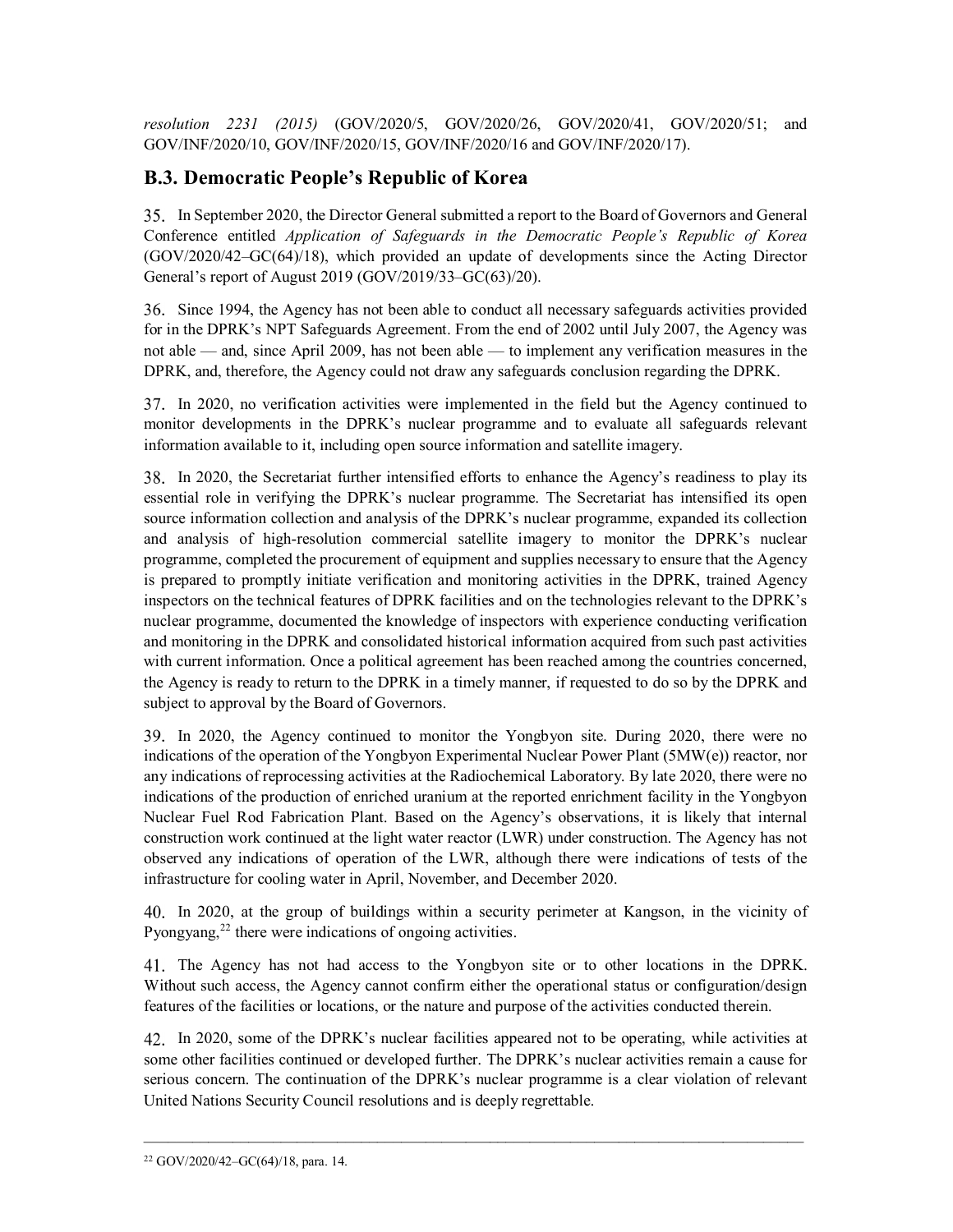*resolution 2231 (2015)* (GOV/2020/5, GOV/2020/26, GOV/2020/41, GOV/2020/51; and GOV/INF/2020/10, GOV/INF/2020/15, GOV/INF/2020/16 and GOV/INF/2020/17).

## B.3. Democratic People's Republic of Korea

35. In September 2020, the Director General submitted a report to the Board of Governors and General Conference entitled *Application of Safeguards in the Democratic People's Republic of Korea* (GOV/2020/42–GC(64)/18), which provided an update of developments since the Acting Director General's report of August 2019 (GOV/2019/33–GC(63)/20).

36. Since 1994, the Agency has not been able to conduct all necessary safeguards activities provided for in the DPRK's NPT Safeguards Agreement. From the end of 2002 until July 2007, the Agency was not able — and, since April 2009, has not been able — to implement any verification measures in the DPRK, and, therefore, the Agency could not draw any safeguards conclusion regarding the DPRK.

37. In 2020, no verification activities were implemented in the field but the Agency continued to monitor developments in the DPRK's nuclear programme and to evaluate all safeguards relevant information available to it, including open source information and satellite imagery.

38. In 2020, the Secretariat further intensified efforts to enhance the Agency's readiness to play its essential role in verifying the DPRK's nuclear programme. The Secretariat has intensified its open source information collection and analysis of the DPRK's nuclear programme, expanded its collection and analysis of high-resolution commercial satellite imagery to monitor the DPRK's nuclear programme, completed the procurement of equipment and supplies necessary to ensure that the Agency is prepared to promptly initiate verification and monitoring activities in the DPRK, trained Agency inspectors on the technical features of DPRK facilities and on the technologies relevant to the DPRK's nuclear programme, documented the knowledge of inspectors with experience conducting verification and monitoring in the DPRK and consolidated historical information acquired from such past activities with current information. Once a political agreement has been reached among the countries concerned, the Agency is ready to return to the DPRK in a timely manner, if requested to do so by the DPRK and subject to approval by the Board of Governors.

39. In 2020, the Agency continued to monitor the Yongbyon site. During 2020, there were no indications of the operation of the Yongbyon Experimental Nuclear Power Plant (5MW(e)) reactor, nor any indications of reprocessing activities at the Radiochemical Laboratory. By late 2020, there were no indications of the production of enriched uranium at the reported enrichment facility in the Yongbyon Nuclear Fuel Rod Fabrication Plant. Based on the Agency's observations, it is likely that internal construction work continued at the light water reactor (LWR) under construction. The Agency has not observed any indications of operation of the LWR, although there were indications of tests of the infrastructure for cooling water in April, November, and December 2020.

40. In 2020, at the group of buildings within a security perimeter at Kangson, in the vicinity of Pyongyang,[22] there were indications of ongoing activities.

41. The Agency has not had access to the Yongbyon site or to other locations in the DPRK. Without such access, the Agency cannot confirm either the operational status or configuration/design features of the facilities or locations, or the nature and purpose of the activities conducted therein.

42. In 2020, some of the DPRK's nuclear facilities appeared not to be operating, while activities at some other facilities continued or developed further. The DPRK's nuclear activities remain a cause for serious concern. The continuation of the DPRK's nuclear programme is a clear violation of relevant United Nations Security Council resolutions and is deeply regrettable.

---

[22] GOV/2020/42–GC(64)/18, para. 14.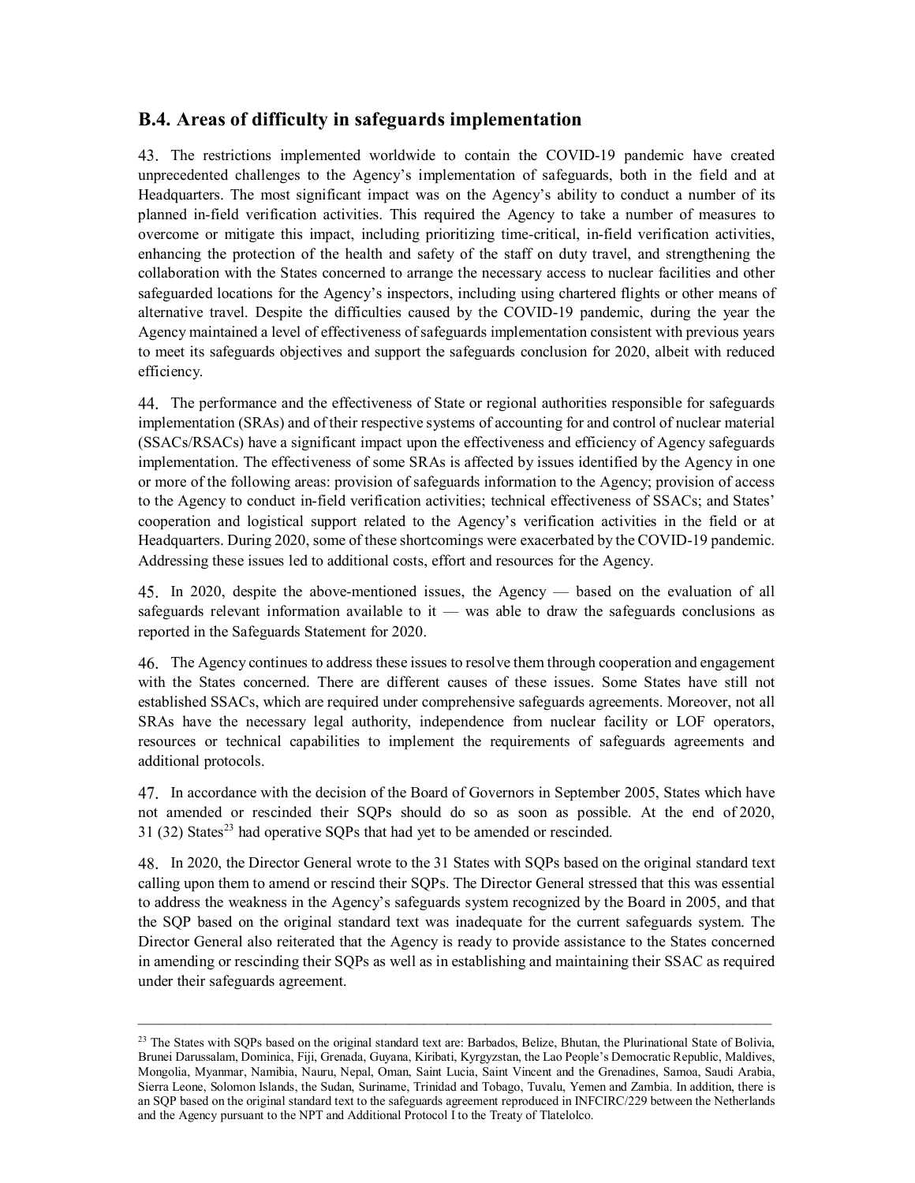## B.4. Areas of difficulty in safeguards implementation

43. The restrictions implemented worldwide to contain the COVID-19 pandemic have created unprecedented challenges to the Agency's implementation of safeguards, both in the field and at Headquarters. The most significant impact was on the Agency's ability to conduct a number of its planned in-field verification activities. This required the Agency to take a number of measures to overcome or mitigate this impact, including prioritizing time-critical, in-field verification activities, enhancing the protection of the health and safety of the staff on duty travel, and strengthening the collaboration with the States concerned to arrange the necessary access to nuclear facilities and other safeguarded locations for the Agency's inspectors, including using chartered flights or other means of alternative travel. Despite the difficulties caused by the COVID-19 pandemic, during the year the Agency maintained a level of effectiveness of safeguards implementation consistent with previous years to meet its safeguards objectives and support the safeguards conclusion for 2020, albeit with reduced efficiency.

44. The performance and the effectiveness of State or regional authorities responsible for safeguards implementation (SRAs) and of their respective systems of accounting for and control of nuclear material (SSACs/RSACs) have a significant impact upon the effectiveness and efficiency of Agency safeguards implementation. The effectiveness of some SRAs is affected by issues identified by the Agency in one or more of the following areas: provision of safeguards information to the Agency; provision of access to the Agency to conduct in-field verification activities; technical effectiveness of SSACs; and States' cooperation and logistical support related to the Agency's verification activities in the field or at Headquarters. During 2020, some of these shortcomings were exacerbated by the COVID-19 pandemic. Addressing these issues led to additional costs, effort and resources for the Agency.

45. In 2020, despite the above-mentioned issues, the Agency — based on the evaluation of all safeguards relevant information available to it — was able to draw the safeguards conclusions as reported in the Safeguards Statement for 2020.

46. The Agency continues to address these issues to resolve them through cooperation and engagement with the States concerned. There are different causes of these issues. Some States have still not established SSACs, which are required under comprehensive safeguards agreements. Moreover, not all SRAs have the necessary legal authority, independence from nuclear facility or LOF operators, resources or technical capabilities to implement the requirements of safeguards agreements and additional protocols.

47. In accordance with the decision of the Board of Governors in September 2005, States which have not amended or rescinded their SQPs should do so as soon as possible. At the end of 2020, 31 (32) States[23] had operative SQPs that had yet to be amended or rescinded.

48. In 2020, the Director General wrote to the 31 States with SQPs based on the original standard text calling upon them to amend or rescind their SQPs. The Director General stressed that this was essential to address the weakness in the Agency's safeguards system recognized by the Board in 2005, and that the SQP based on the original standard text was inadequate for the current safeguards system. The Director General also reiterated that the Agency is ready to provide assistance to the States concerned in amending or rescinding their SQPs as well as in establishing and maintaining their SSAC as required under their safeguards agreement.

---

[23] The States with SQPs based on the original standard text are: Barbados, Belize, Bhutan, the Plurinational State of Bolivia, Brunei Darussalam, Dominica, Fiji, Grenada, Guyana, Kiribati, Kyrgyzstan, the Lao People's Democratic Republic, Maldives, Mongolia, Myanmar, Namibia, Nauru, Nepal, Oman, Saint Lucia, Saint Vincent and the Grenadines, Samoa, Saudi Arabia, Sierra Leone, Solomon Islands, the Sudan, Suriname, Trinidad and Tobago, Tuvalu, Yemen and Zambia. In addition, there is an SQP based on the original standard text to the safeguards agreement reproduced in INFCIRC/229 between the Netherlands and the Agency pursuant to the NPT and Additional Protocol I to the Treaty of Tlatelolco.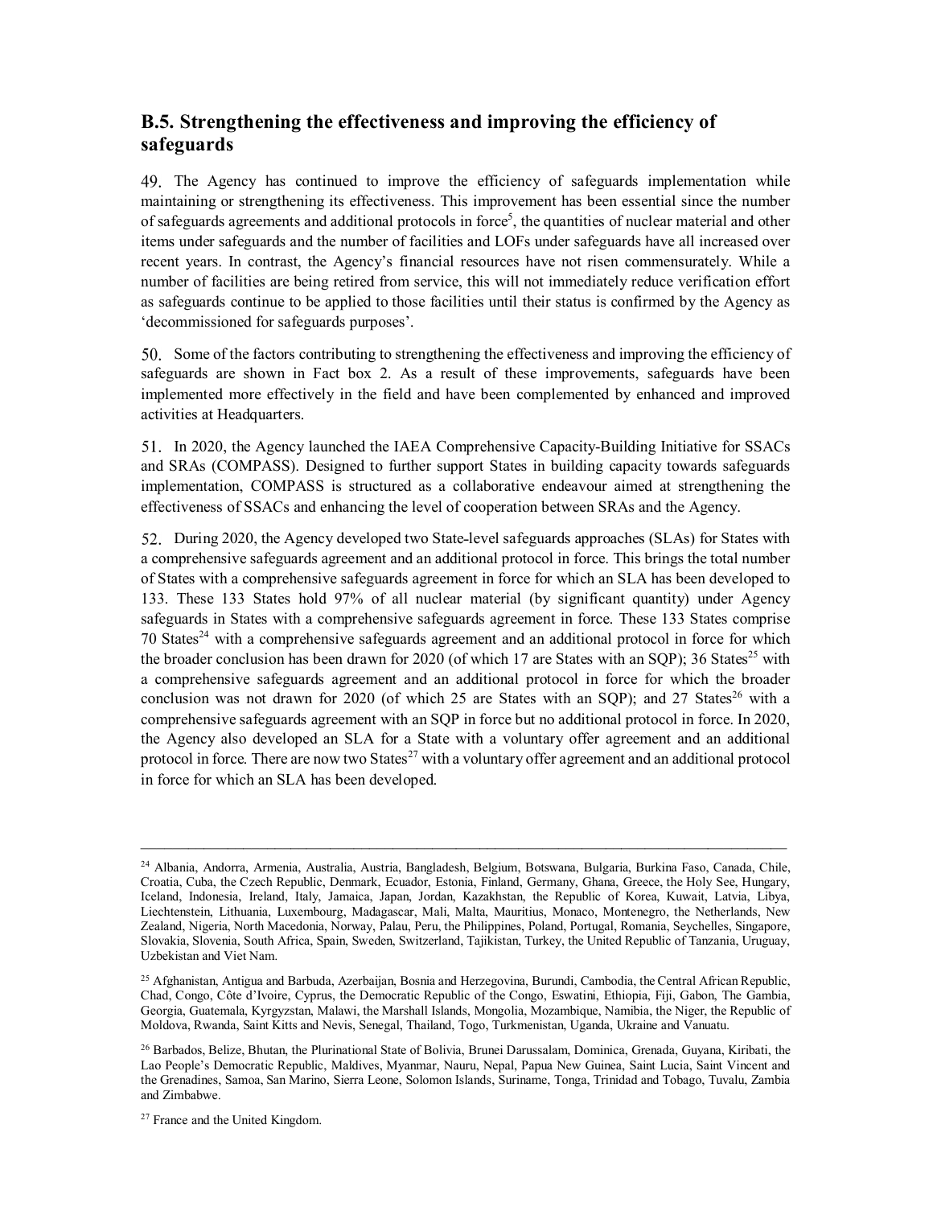## B.5. Strengthening the effectiveness and improving the efficiency of safeguards

49. The Agency has continued to improve the efficiency of safeguards implementation while maintaining or strengthening its effectiveness. This improvement has been essential since the number of safeguards agreements and additional protocols in force[5], the quantities of nuclear material and other items under safeguards and the number of facilities and LOFs under safeguards have all increased over recent years. In contrast, the Agency's financial resources have not risen commensurately. While a number of facilities are being retired from service, this will not immediately reduce verification effort as safeguards continue to be applied to those facilities until their status is confirmed by the Agency as 'decommissioned for safeguards purposes'.

50. Some of the factors contributing to strengthening the effectiveness and improving the efficiency of safeguards are shown in Fact box 2. As a result of these improvements, safeguards have been implemented more effectively in the field and have been complemented by enhanced and improved activities at Headquarters.

51. In 2020, the Agency launched the IAEA Comprehensive Capacity-Building Initiative for SSACs and SRAs (COMPASS). Designed to further support States in building capacity towards safeguards implementation, COMPASS is structured as a collaborative endeavour aimed at strengthening the effectiveness of SSACs and enhancing the level of cooperation between SRAs and the Agency.

52. During 2020, the Agency developed two State-level safeguards approaches (SLAs) for States with a comprehensive safeguards agreement and an additional protocol in force. This brings the total number of States with a comprehensive safeguards agreement in force for which an SLA has been developed to 133. These 133 States hold 97% of all nuclear material (by significant quantity) under Agency safeguards in States with a comprehensive safeguards agreement in force. These 133 States comprise 70 States[24] with a comprehensive safeguards agreement and an additional protocol in force for which the broader conclusion has been drawn for 2020 (of which 17 are States with an SQP); 36 States[25] with a comprehensive safeguards agreement and an additional protocol in force for which the broader conclusion was not drawn for 2020 (of which 25 are States with an SQP); and 27 States[26] with a comprehensive safeguards agreement with an SQP in force but no additional protocol in force. In 2020, the Agency also developed an SLA for a State with a voluntary offer agreement and an additional protocol in force. There are now two States[27] with a voluntary offer agreement and an additional protocol in force for which an SLA has been developed.

---

[24] Albania, Andorra, Armenia, Australia, Austria, Bangladesh, Belgium, Botswana, Bulgaria, Burkina Faso, Canada, Chile, Croatia, Cuba, the Czech Republic, Denmark, Ecuador, Estonia, Finland, Germany, Ghana, Greece, the Holy See, Hungary, Iceland, Indonesia, Ireland, Italy, Jamaica, Japan, Jordan, Kazakhstan, the Republic of Korea, Kuwait, Latvia, Libya, Liechtenstein, Lithuania, Luxembourg, Madagascar, Mali, Malta, Mauritius, Monaco, Montenegro, the Netherlands, New Zealand, Nigeria, North Macedonia, Norway, Palau, Peru, the Philippines, Poland, Portugal, Romania, Seychelles, Singapore, Slovakia, Slovenia, South Africa, Spain, Sweden, Switzerland, Tajikistan, Turkey, the United Republic of Tanzania, Uruguay, Uzbekistan and Viet Nam.

[25] Afghanistan, Antigua and Barbuda, Azerbaijan, Bosnia and Herzegovina, Burundi, Cambodia, the Central African Republic, Chad, Congo, Côte d'Ivoire, Cyprus, the Democratic Republic of the Congo, Eswatini, Ethiopia, Fiji, Gabon, The Gambia, Georgia, Guatemala, Kyrgyzstan, Malawi, the Marshall Islands, Mongolia, Mozambique, Namibia, the Niger, the Republic of Moldova, Rwanda, Saint Kitts and Nevis, Senegal, Thailand, Togo, Turkmenistan, Uganda, Ukraine and Vanuatu.

[26] Barbados, Belize, Bhutan, the Plurinational State of Bolivia, Brunei Darussalam, Dominica, Grenada, Guyana, Kiribati, the Lao People's Democratic Republic, Maldives, Myanmar, Nauru, Nepal, Papua New Guinea, Saint Lucia, Saint Vincent and the Grenadines, Samoa, San Marino, Sierra Leone, Solomon Islands, Suriname, Tonga, Trinidad and Tobago, Tuvalu, Zambia and Zimbabwe.

[27] France and the United Kingdom.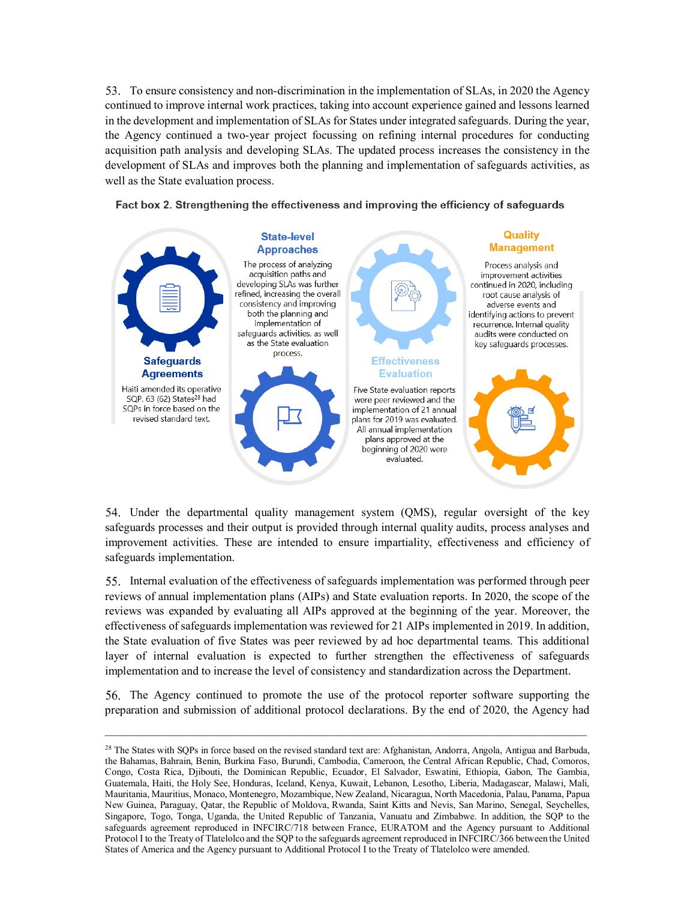53. To ensure consistency and non-discrimination in the implementation of SLAs, in 2020 the Agency continued to improve internal work practices, taking into account experience gained and lessons learned in the development and implementation of SLAs for States under integrated safeguards. During the year, the Agency continued a two-year project focussing on refining internal procedures for conducting acquisition path analysis and developing SLAs. The updated process increases the consistency in the development of SLAs and improves both the planning and implementation of safeguards activities, as well as the State evaluation process.

**Fact box 2. Strengthening the effectiveness and improving the efficiency of safeguards**

**Safeguards Agreements**

Haiti amended its operative SQP. 63 (62) States[28] had SQPs in force based on the revised standard text.

**State-level Approaches**

The process of analyzing acquisition paths and developing SLAs was further refined, increasing the overall consistency and improving both the planning and implementation of safeguards activities, as well as the State evaluation process.

**Effectiveness Evaluation**

Five State evaluation reports were peer reviewed and the implementation of 21 annual plans for 2019 was evaluated. All annual implementation plans approved at the beginning of 2020 were evaluated.

**Quality Management**

Process analysis and improvement activities continued in 2020, including root cause analysis of adverse events and identifying actions to prevent recurrence. Internal quality audits were conducted on key safeguards processes.

54. Under the departmental quality management system (QMS), regular oversight of the key safeguards processes and their output is provided through internal quality audits, process analyses and improvement activities. These are intended to ensure impartiality, effectiveness and efficiency of safeguards implementation.

55. Internal evaluation of the effectiveness of safeguards implementation was performed through peer reviews of annual implementation plans (AIPs) and State evaluation reports. In 2020, the scope of the reviews was expanded by evaluating all AIPs approved at the beginning of the year. Moreover, the effectiveness of safeguards implementation was reviewed for 21 AIPs implemented in 2019. In addition, the State evaluation of five States was peer reviewed by ad hoc departmental teams. This additional layer of internal evaluation is expected to further strengthen the effectiveness of safeguards implementation and to increase the level of consistency and standardization across the Department.

56. The Agency continued to promote the use of the protocol reporter software supporting the preparation and submission of additional protocol declarations. By the end of 2020, the Agency had

---

[28] The States with SQPs in force based on the revised standard text are: Afghanistan, Andorra, Angola, Antigua and Barbuda, the Bahamas, Bahrain, Benin, Burkina Faso, Burundi, Cambodia, Cameroon, the Central African Republic, Chad, Comoros, Congo, Costa Rica, Djibouti, the Dominican Republic, Ecuador, El Salvador, Eswatini, Ethiopia, Gabon, The Gambia, Guatemala, Haiti, the Holy See, Honduras, Iceland, Kenya, Kuwait, Lebanon, Lesotho, Liberia, Madagascar, Malawi, Mali, Mauritania, Mauritius, Monaco, Montenegro, Mozambique, New Zealand, Nicaragua, North Macedonia, Palau, Panama, Papua New Guinea, Paraguay, Qatar, the Republic of Moldova, Rwanda, Saint Kitts and Nevis, San Marino, Senegal, Seychelles, Singapore, Togo, Tonga, Uganda, the United Republic of Tanzania, Vanuatu and Zimbabwe. In addition, the SQP to the safeguards agreement reproduced in INFCIRC/718 between France, EURATOM and the Agency pursuant to Additional Protocol I to the Treaty of Tlatelolco and the SQP to the safeguards agreement reproduced in INFCIRC/366 between the United States of America and the Agency pursuant to Additional Protocol I to the Treaty of Tlatelolco were amended.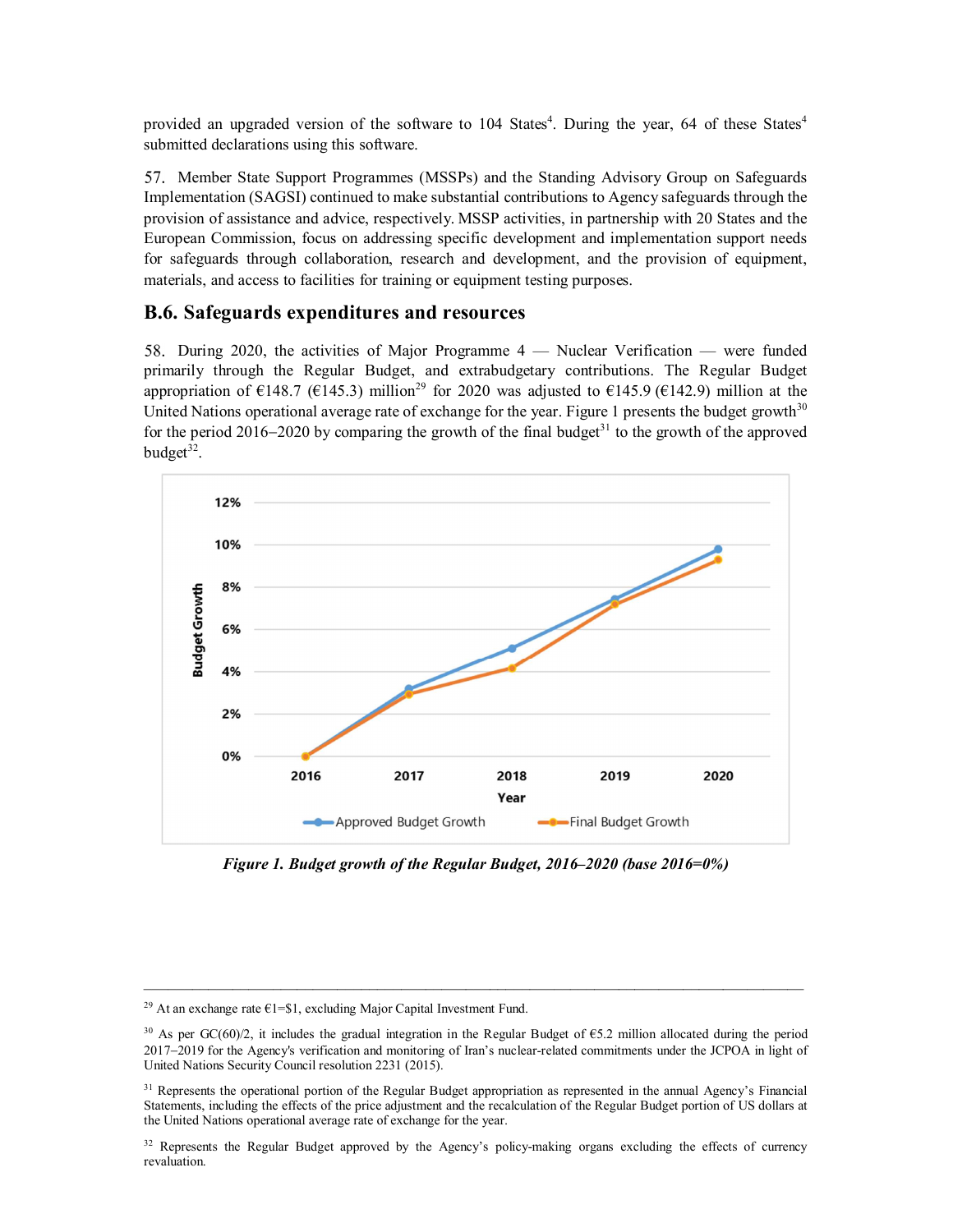provided an upgraded version of the software to 104 States[4]. During the year, 64 of these States[4] submitted declarations using this software.

57. Member State Support Programmes (MSSPs) and the Standing Advisory Group on Safeguards Implementation (SAGSI) continued to make substantial contributions to Agency safeguards through the provision of assistance and advice, respectively. MSSP activities, in partnership with 20 States and the European Commission, focus on addressing specific development and implementation support needs for safeguards through collaboration, research and development, and the provision of equipment, materials, and access to facilities for training or equipment testing purposes.

## B.6. Safeguards expenditures and resources

58. During 2020, the activities of Major Programme 4 — Nuclear Verification — were funded primarily through the Regular Budget, and extrabudgetary contributions. The Regular Budget appropriation of €148.7 (€145.3) million[29] for 2020 was adjusted to €145.9 (€142.9) million at the United Nations operational average rate of exchange for the year. Figure 1 presents the budget growth[30] for the period 2016–2020 by comparing the growth of the final budget[31] to the growth of the approved budget[32].

*Figure 1. Budget growth of the Regular Budget, 2016–2020 (base 2016=0%)*

---

[29] At an exchange rate €1=$1, excluding Major Capital Investment Fund.

[30] As per GC(60)/2, it includes the gradual integration in the Regular Budget of €5.2 million allocated during the period 2017–2019 for the Agency's verification and monitoring of Iran's nuclear-related commitments under the JCPOA in light of United Nations Security Council resolution 2231 (2015).

[31] Represents the operational portion of the Regular Budget appropriation as represented in the annual Agency's Financial Statements, including the effects of the price adjustment and the recalculation of the Regular Budget portion of US dollars at the United Nations operational average rate of exchange for the year.

[32] Represents the Regular Budget approved by the Agency's policy-making organs excluding the effects of currency revaluation.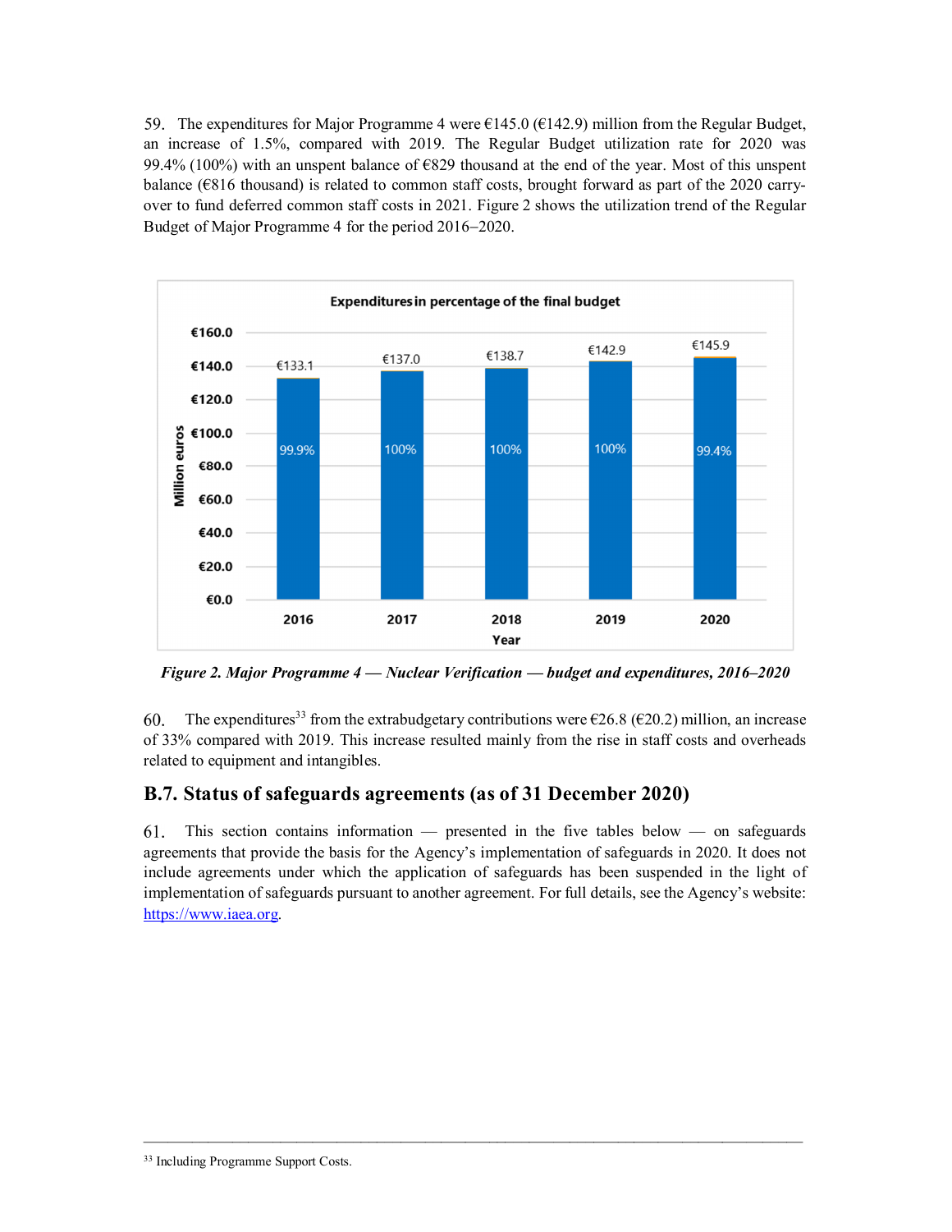59. The expenditures for Major Programme 4 were €145.0 (€142.9) million from the Regular Budget, an increase of 1.5%, compared with 2019. The Regular Budget utilization rate for 2020 was 99.4% (100%) with an unspent balance of €829 thousand at the end of the year. Most of this unspent balance (€816 thousand) is related to common staff costs, brought forward as part of the 2020 carry-over to fund deferred common staff costs in 2021. Figure 2 shows the utilization trend of the Regular Budget of Major Programme 4 for the period 2016–2020.

*Figure 2. Major Programme 4 — Nuclear Verification — budget and expenditures, 2016–2020*

60. The expenditures[33] from the extrabudgetary contributions were €26.8 (€20.2) million, an increase of 33% compared with 2019. This increase resulted mainly from the rise in staff costs and overheads related to equipment and intangibles.

## B.7. Status of safeguards agreements (as of 31 December 2020)

61. This section contains information — presented in the five tables below — on safeguards agreements that provide the basis for the Agency's implementation of safeguards in 2020. It does not include agreements under which the application of safeguards has been suspended in the light of implementation of safeguards pursuant to another agreement. For full details, see the Agency's website: https://www.iaea.org.

[33] Including Programme Support Costs.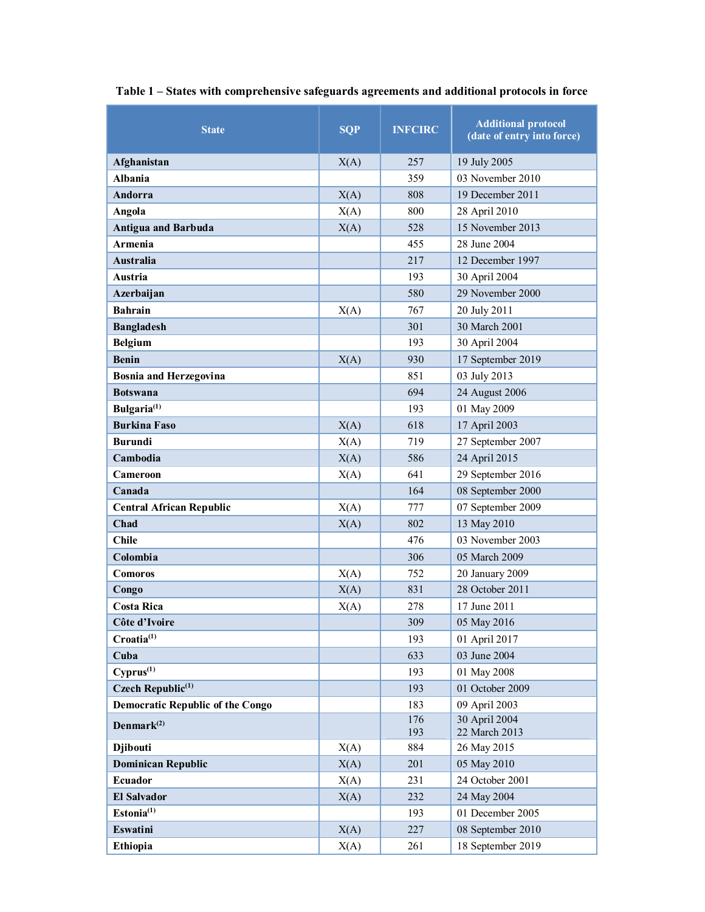**Table 1 – States with comprehensive safeguards agreements and additional protocols in force**

| State | SQP | INFCIRC | Additional protocol (date of entry into force) |
|---|---|---|---|
| Afghanistan | X(A) | 257 | 19 July 2005 |
| Albania | | 359 | 03 November 2010 |
| Andorra | X(A) | 808 | 19 December 2011 |
| Angola | X(A) | 800 | 28 April 2010 |
| Antigua and Barbuda | X(A) | 528 | 15 November 2013 |
| Armenia | | 455 | 28 June 2004 |
| Australia | | 217 | 12 December 1997 |
| Austria | | 193 | 30 April 2004 |
| Azerbaijan | | 580 | 29 November 2000 |
| Bahrain | X(A) | 767 | 20 July 2011 |
| Bangladesh | | 301 | 30 March 2001 |
| Belgium | | 193 | 30 April 2004 |
| Benin | X(A) | 930 | 17 September 2019 |
| Bosnia and Herzegovina | | 851 | 03 July 2013 |
| Botswana | | 694 | 24 August 2006 |
| Bulgaria(1) | | 193 | 01 May 2009 |
| Burkina Faso | X(A) | 618 | 17 April 2003 |
| Burundi | X(A) | 719 | 27 September 2007 |
| Cambodia | X(A) | 586 | 24 April 2015 |
| Cameroon | X(A) | 641 | 29 September 2016 |
| Canada | | 164 | 08 September 2000 |
| Central African Republic | X(A) | 777 | 07 September 2009 |
| Chad | X(A) | 802 | 13 May 2010 |
| Chile | | 476 | 03 November 2003 |
| Colombia | | 306 | 05 March 2009 |
| Comoros | X(A) | 752 | 20 January 2009 |
| Congo | X(A) | 831 | 28 October 2011 |
| Costa Rica | X(A) | 278 | 17 June 2011 |
| Côte d'Ivoire | | 309 | 05 May 2016 |
| Croatia(1) | | 193 | 01 April 2017 |
| Cuba | | 633 | 03 June 2004 |
| Cyprus(1) | | 193 | 01 May 2008 |
| Czech Republic(1) | | 193 | 01 October 2009 |
| Democratic Republic of the Congo | | 183 | 09 April 2003 |
| Denmark(2) | | 176<br>193 | 30 April 2004<br>22 March 2013 |
| Djibouti | X(A) | 884 | 26 May 2015 |
| Dominican Republic | X(A) | 201 | 05 May 2010 |
| Ecuador | X(A) | 231 | 24 October 2001 |
| El Salvador | X(A) | 232 | 24 May 2004 |
| Estonia(1) | | 193 | 01 December 2005 |
| Eswatini | X(A) | 227 | 08 September 2010 |
| Ethiopia | X(A) | 261 | 18 September 2019 |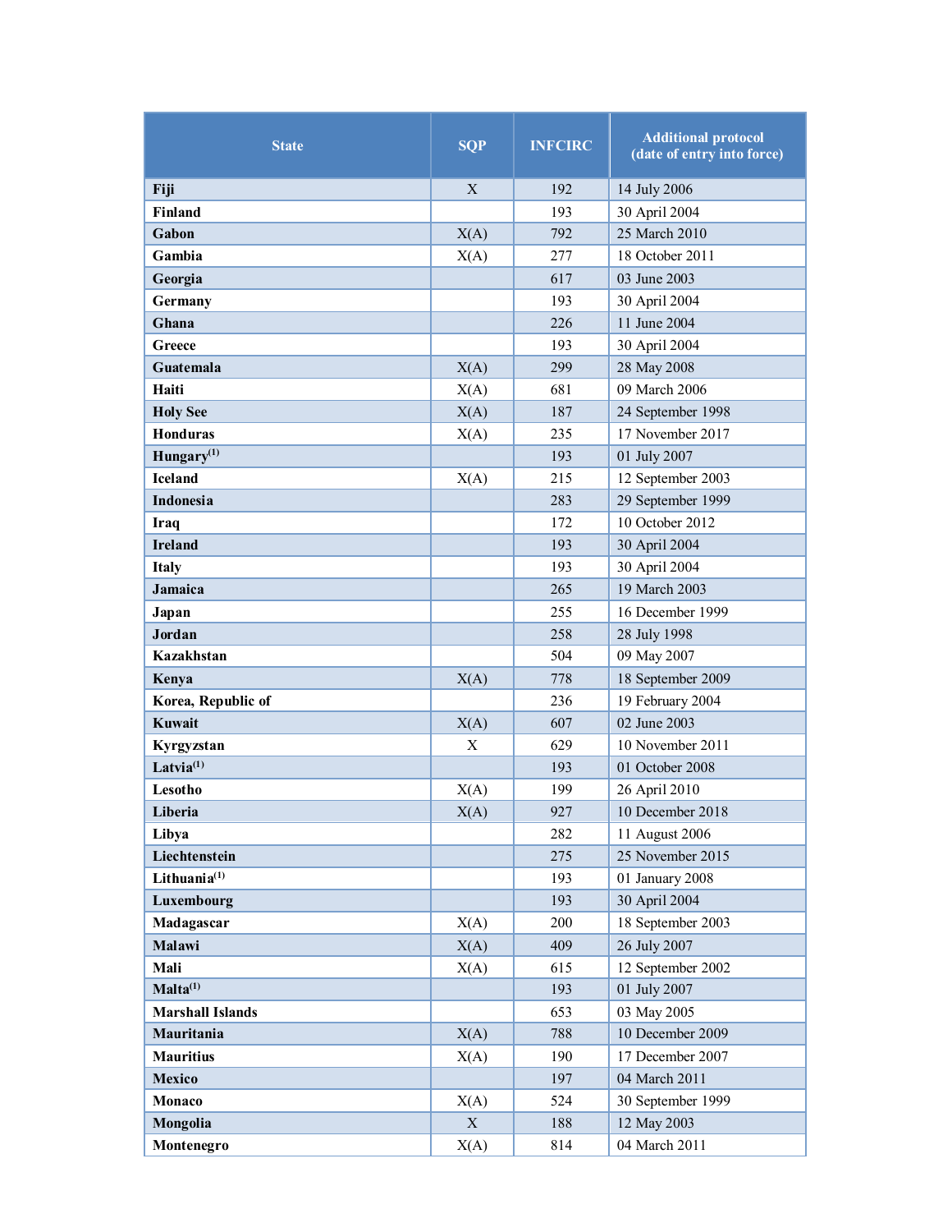| State | SQP | INFCIRC | Additional protocol (date of entry into force) |
|---|---|---|---|
| **Fiji** | X | 192 | 14 July 2006 |
| **Finland** | | 193 | 30 April 2004 |
| **Gabon** | X(A) | 792 | 25 March 2010 |
| **Gambia** | X(A) | 277 | 18 October 2011 |
| **Georgia** | | 617 | 03 June 2003 |
| **Germany** | | 193 | 30 April 2004 |
| **Ghana** | | 226 | 11 June 2004 |
| **Greece** | | 193 | 30 April 2004 |
| **Guatemala** | X(A) | 299 | 28 May 2008 |
| **Haiti** | X(A) | 681 | 09 March 2006 |
| **Holy See** | X(A) | 187 | 24 September 1998 |
| **Honduras** | X(A) | 235 | 17 November 2017 |
| **Hungary**[(1)] | | 193 | 01 July 2007 |
| **Iceland** | X(A) | 215 | 12 September 2003 |
| **Indonesia** | | 283 | 29 September 1999 |
| **Iraq** | | 172 | 10 October 2012 |
| **Ireland** | | 193 | 30 April 2004 |
| **Italy** | | 193 | 30 April 2004 |
| **Jamaica** | | 265 | 19 March 2003 |
| **Japan** | | 255 | 16 December 1999 |
| **Jordan** | | 258 | 28 July 1998 |
| **Kazakhstan** | | 504 | 09 May 2007 |
| **Kenya** | X(A) | 778 | 18 September 2009 |
| **Korea, Republic of** | | 236 | 19 February 2004 |
| **Kuwait** | X(A) | 607 | 02 June 2003 |
| **Kyrgyzstan** | X | 629 | 10 November 2011 |
| **Latvia**[(1)] | | 193 | 01 October 2008 |
| **Lesotho** | X(A) | 199 | 26 April 2010 |
| **Liberia** | X(A) | 927 | 10 December 2018 |
| **Libya** | | 282 | 11 August 2006 |
| **Liechtenstein** | | 275 | 25 November 2015 |
| **Lithuania**[(1)] | | 193 | 01 January 2008 |
| **Luxembourg** | | 193 | 30 April 2004 |
| **Madagascar** | X(A) | 200 | 18 September 2003 |
| **Malawi** | X(A) | 409 | 26 July 2007 |
| **Mali** | X(A) | 615 | 12 September 2002 |
| **Malta**[(1)] | | 193 | 01 July 2007 |
| **Marshall Islands** | | 653 | 03 May 2005 |
| **Mauritania** | X(A) | 788 | 10 December 2009 |
| **Mauritius** | X(A) | 190 | 17 December 2007 |
| **Mexico** | | 197 | 04 March 2011 |
| **Monaco** | X(A) | 524 | 30 September 1999 |
| **Mongolia** | X | 188 | 12 May 2003 |
| **Montenegro** | X(A) | 814 | 04 March 2011 |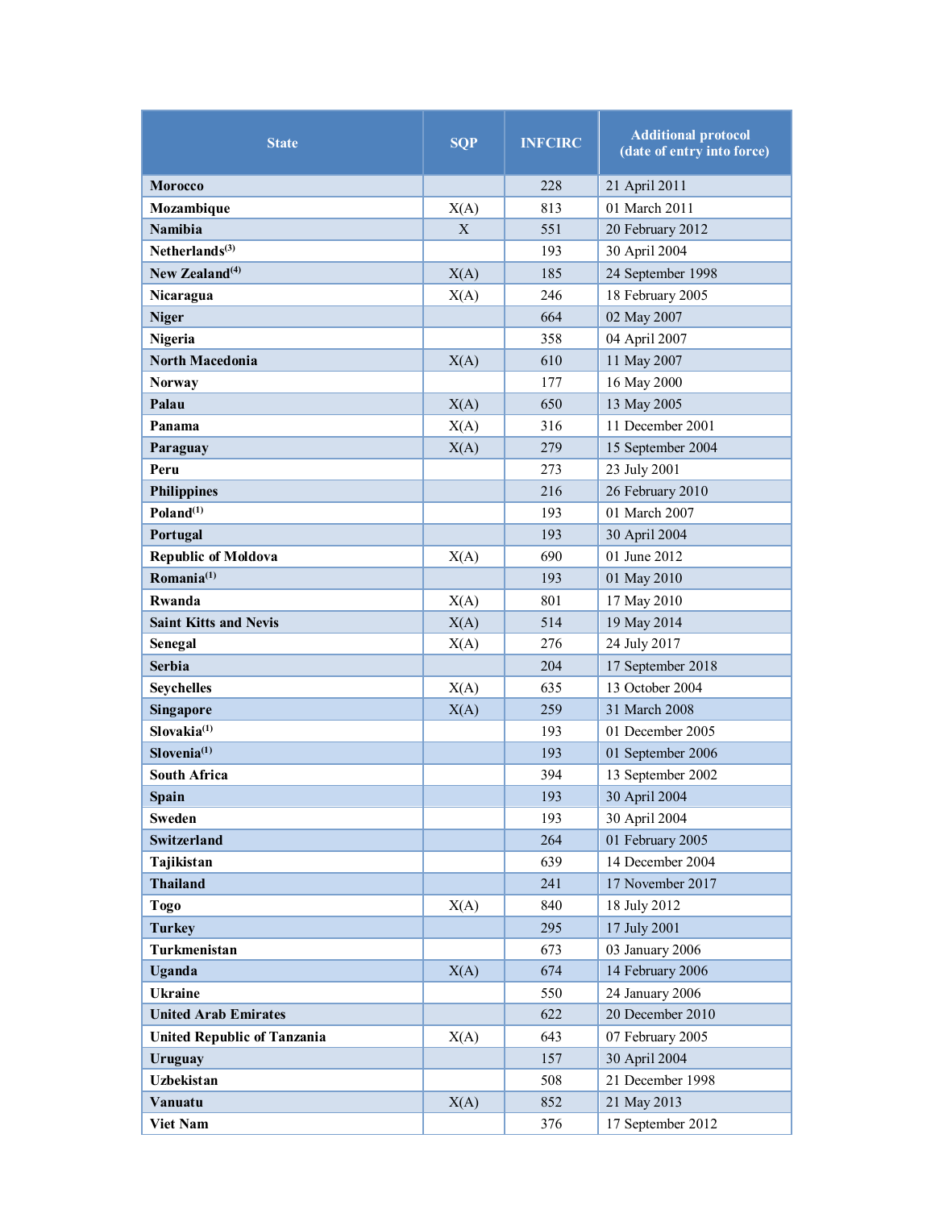| State | SQP | INFCIRC | Additional protocol (date of entry into force) |
|---|---|---|---|
| **Morocco** | | 228 | 21 April 2011 |
| **Mozambique** | X(A) | 813 | 01 March 2011 |
| **Namibia** | X | 551 | 20 February 2012 |
| **Netherlands**[3] | | 193 | 30 April 2004 |
| **New Zealand**[4] | X(A) | 185 | 24 September 1998 |
| **Nicaragua** | X(A) | 246 | 18 February 2005 |
| **Niger** | | 664 | 02 May 2007 |
| **Nigeria** | | 358 | 04 April 2007 |
| **North Macedonia** | X(A) | 610 | 11 May 2007 |
| **Norway** | | 177 | 16 May 2000 |
| **Palau** | X(A) | 650 | 13 May 2005 |
| **Panama** | X(A) | 316 | 11 December 2001 |
| **Paraguay** | X(A) | 279 | 15 September 2004 |
| **Peru** | | 273 | 23 July 2001 |
| **Philippines** | | 216 | 26 February 2010 |
| **Poland**[1] | | 193 | 01 March 2007 |
| **Portugal** | | 193 | 30 April 2004 |
| **Republic of Moldova** | X(A) | 690 | 01 June 2012 |
| **Romania**[1] | | 193 | 01 May 2010 |
| **Rwanda** | X(A) | 801 | 17 May 2010 |
| **Saint Kitts and Nevis** | X(A) | 514 | 19 May 2014 |
| **Senegal** | X(A) | 276 | 24 July 2017 |
| **Serbia** | | 204 | 17 September 2018 |
| **Seychelles** | X(A) | 635 | 13 October 2004 |
| **Singapore** | X(A) | 259 | 31 March 2008 |
| **Slovakia**[1] | | 193 | 01 December 2005 |
| **Slovenia**[1] | | 193 | 01 September 2006 |
| **South Africa** | | 394 | 13 September 2002 |
| **Spain** | | 193 | 30 April 2004 |
| **Sweden** | | 193 | 30 April 2004 |
| **Switzerland** | | 264 | 01 February 2005 |
| **Tajikistan** | | 639 | 14 December 2004 |
| **Thailand** | | 241 | 17 November 2017 |
| **Togo** | X(A) | 840 | 18 July 2012 |
| **Turkey** | | 295 | 17 July 2001 |
| **Turkmenistan** | | 673 | 03 January 2006 |
| **Uganda** | X(A) | 674 | 14 February 2006 |
| **Ukraine** | | 550 | 24 January 2006 |
| **United Arab Emirates** | | 622 | 20 December 2010 |
| **United Republic of Tanzania** | X(A) | 643 | 07 February 2005 |
| **Uruguay** | | 157 | 30 April 2004 |
| **Uzbekistan** | | 508 | 21 December 1998 |
| **Vanuatu** | X(A) | 852 | 21 May 2013 |
| **Viet Nam** | | 376 | 17 September 2012 |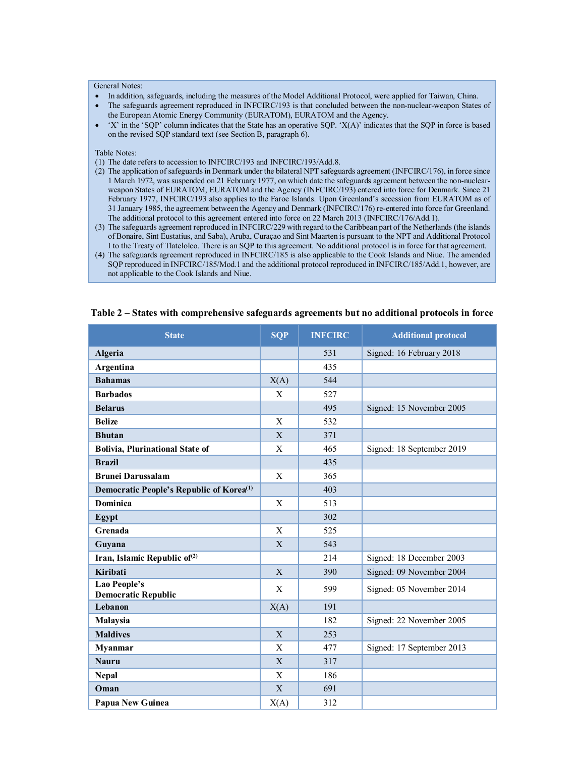General Notes:

- In addition, safeguards, including the measures of the Model Additional Protocol, were applied for Taiwan, China.
- The safeguards agreement reproduced in INFCIRC/193 is that concluded between the non-nuclear-weapon States of the European Atomic Energy Community (EURATOM), EURATOM and the Agency.
- 'X' in the 'SQP' column indicates that the State has an operative SQP. 'X(A)' indicates that the SQP in force is based on the revised SQP standard text (see Section B, paragraph 6).

Table Notes:

(1) The date refers to accession to INFCIRC/193 and INFCIRC/193/Add.8.

(2) The application of safeguards in Denmark under the bilateral NPT safeguards agreement (INFCIRC/176), in force since 1 March 1972, was suspended on 21 February 1977, on which date the safeguards agreement between the non-nuclear-weapon States of EURATOM, EURATOM and the Agency (INFCIRC/193) entered into force for Denmark. Since 21 February 1977, INFCIRC/193 also applies to the Faroe Islands. Upon Greenland's secession from EURATOM as of 31 January 1985, the agreement between the Agency and Denmark (INFCIRC/176) re-entered into force for Greenland. The additional protocol to this agreement entered into force on 22 March 2013 (INFCIRC/176/Add.1).

(3) The safeguards agreement reproduced in INFCIRC/229 with regard to the Caribbean part of the Netherlands (the islands of Bonaire, Sint Eustatius, and Saba), Aruba, Curaçao and Sint Maarten is pursuant to the NPT and Additional Protocol I to the Treaty of Tlatelolco. There is an SQP to this agreement. No additional protocol is in force for that agreement.

(4) The safeguards agreement reproduced in INFCIRC/185 is also applicable to the Cook Islands and Niue. The amended SQP reproduced in INFCIRC/185/Mod.1 and the additional protocol reproduced in INFCIRC/185/Add.1, however, are not applicable to the Cook Islands and Niue.

**Table 2 – States with comprehensive safeguards agreements but no additional protocols in force**

| State | SQP | INFCIRC | Additional protocol |
|---|---|---|---|
| **Algeria** | | 531 | Signed: 16 February 2018 |
| **Argentina** | | 435 | |
| **Bahamas** | X(A) | 544 | |
| **Barbados** | X | 527 | |
| **Belarus** | | 495 | Signed: 15 November 2005 |
| **Belize** | X | 532 | |
| **Bhutan** | X | 371 | |
| **Bolivia, Plurinational State of** | X | 465 | Signed: 18 September 2019 |
| **Brazil** | | 435 | |
| **Brunei Darussalam** | X | 365 | |
| **Democratic People's Republic of Korea**[1] | | 403 | |
| **Dominica** | X | 513 | |
| **Egypt** | | 302 | |
| **Grenada** | X | 525 | |
| **Guyana** | X | 543 | |
| **Iran, Islamic Republic of**[2] | | 214 | Signed: 18 December 2003 |
| **Kiribati** | X | 390 | Signed: 09 November 2004 |
| **Lao People's Democratic Republic** | X | 599 | Signed: 05 November 2014 |
| **Lebanon** | X(A) | 191 | |
| **Malaysia** | | 182 | Signed: 22 November 2005 |
| **Maldives** | X | 253 | |
| **Myanmar** | X | 477 | Signed: 17 September 2013 |
| **Nauru** | X | 317 | |
| **Nepal** | X | 186 | |
| **Oman** | X | 691 | |
| **Papua New Guinea** | X(A) | 312 | |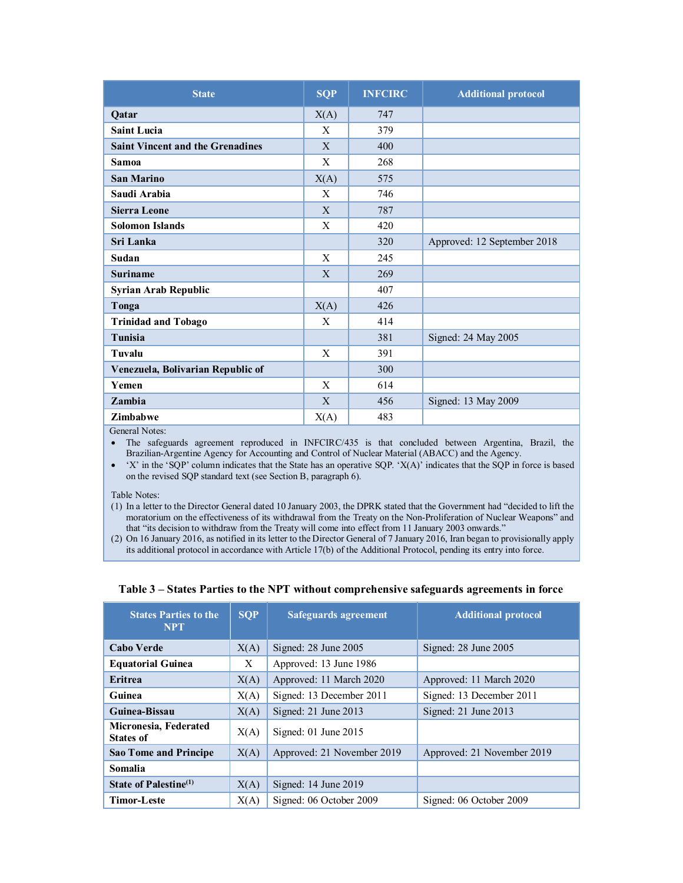| State | SQP | INFCIRC | Additional protocol |
|---|---|---|---|
| **Qatar** | X(A) | 747 | |
| **Saint Lucia** | X | 379 | |
| **Saint Vincent and the Grenadines** | X | 400 | |
| **Samoa** | X | 268 | |
| **San Marino** | X(A) | 575 | |
| **Saudi Arabia** | X | 746 | |
| **Sierra Leone** | X | 787 | |
| **Solomon Islands** | X | 420 | |
| **Sri Lanka** | | 320 | Approved: 12 September 2018 |
| **Sudan** | X | 245 | |
| **Suriname** | X | 269 | |
| **Syrian Arab Republic** | | 407 | |
| **Tonga** | X(A) | 426 | |
| **Trinidad and Tobago** | X | 414 | |
| **Tunisia** | | 381 | Signed: 24 May 2005 |
| **Tuvalu** | X | 391 | |
| **Venezuela, Bolivarian Republic of** | | 300 | |
| **Yemen** | X | 614 | |
| **Zambia** | X | 456 | Signed: 13 May 2009 |
| **Zimbabwe** | X(A) | 483 | |

General Notes:

- The safeguards agreement reproduced in INFCIRC/435 is that concluded between Argentina, Brazil, the Brazilian-Argentine Agency for Accounting and Control of Nuclear Material (ABACC) and the Agency.
- 'X' in the 'SQP' column indicates that the State has an operative SQP. 'X(A)' indicates that the SQP in force is based on the revised SQP standard text (see Section B, paragraph 6).

Table Notes:

(1) In a letter to the Director General dated 10 January 2003, the DPRK stated that the Government had "decided to lift the moratorium on the effectiveness of its withdrawal from the Treaty on the Non-Proliferation of Nuclear Weapons" and that "its decision to withdraw from the Treaty will come into effect from 11 January 2003 onwards."

(2) On 16 January 2016, as notified in its letter to the Director General of 7 January 2016, Iran began to provisionally apply its additional protocol in accordance with Article 17(b) of the Additional Protocol, pending its entry into force.

**Table 3 – States Parties to the NPT without comprehensive safeguards agreements in force**

| States Parties to the NPT | SQP | Safeguards agreement | Additional protocol |
|---|---|---|---|
| **Cabo Verde** | X(A) | Signed: 28 June 2005 | Signed: 28 June 2005 |
| **Equatorial Guinea** | X | Approved: 13 June 1986 | |
| **Eritrea** | X(A) | Approved: 11 March 2020 | Approved: 11 March 2020 |
| **Guinea** | X(A) | Signed: 13 December 2011 | Signed: 13 December 2011 |
| **Guinea-Bissau** | X(A) | Signed: 21 June 2013 | Signed: 21 June 2013 |
| **Micronesia, Federated States of** | X(A) | Signed: 01 June 2015 | |
| **Sao Tome and Principe** | X(A) | Approved: 21 November 2019 | Approved: 21 November 2019 |
| **Somalia** | | | |
| **State of Palestine**[(1)] | X(A) | Signed: 14 June 2019 | |
| **Timor-Leste** | X(A) | Signed: 06 October 2009 | Signed: 06 October 2009 |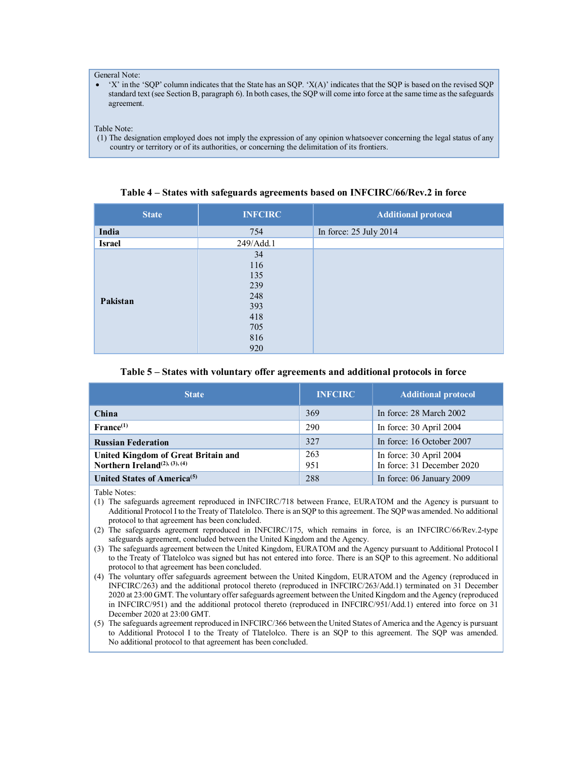General Note:

- 'X' in the 'SQP' column indicates that the State has an SQP. 'X(A)' indicates that the SQP is based on the revised SQP standard text (see Section B, paragraph 6). In both cases, the SQP will come into force at the same time as the safeguards agreement.

Table Note:

(1) The designation employed does not imply the expression of any opinion whatsoever concerning the legal status of any country or territory or of its authorities, or concerning the delimitation of its frontiers.

**Table 4 – States with safeguards agreements based on INFCIRC/66/Rev.2 in force**

| State | INFCIRC | Additional protocol |
|---|---|---|
| **India** | 754 | In force: 25 July 2014 |
| **Israel** | 249/Add.1 | |
| **Pakistan** | 34<br>116<br>135<br>239<br>248<br>393<br>418<br>705<br>816<br>920 | |

**Table 5 – States with voluntary offer agreements and additional protocols in force**

| State | INFCIRC | Additional protocol |
|---|---|---|
| **China** | 369 | In force: 28 March 2002 |
| **France**[(1)] | 290 | In force: 30 April 2004 |
| **Russian Federation** | 327 | In force: 16 October 2007 |
| **United Kingdom of Great Britain and Northern Ireland**[(2), (3), (4)] | 263<br>951 | In force: 30 April 2004<br>In force: 31 December 2020 |
| **United States of America**[(5)] | 288 | In force: 06 January 2009 |

Table Notes:

(1) The safeguards agreement reproduced in INFCIRC/718 between France, EURATOM and the Agency is pursuant to Additional Protocol I to the Treaty of Tlatelolco. There is an SQP to this agreement. The SQP was amended. No additional protocol to that agreement has been concluded.

(2) The safeguards agreement reproduced in INFCIRC/175, which remains in force, is an INFCIRC/66/Rev.2-type safeguards agreement, concluded between the United Kingdom and the Agency.

(3) The safeguards agreement between the United Kingdom, EURATOM and the Agency pursuant to Additional Protocol I to the Treaty of Tlatelolco was signed but has not entered into force. There is an SQP to this agreement. No additional protocol to that agreement has been concluded.

(4) The voluntary offer safeguards agreement between the United Kingdom, EURATOM and the Agency (reproduced in INFCIRC/263) and the additional protocol thereto (reproduced in INFCIRC/263/Add.1) terminated on 31 December 2020 at 23:00 GMT. The voluntary offer safeguards agreement between the United Kingdom and the Agency (reproduced in INFCIRC/951) and the additional protocol thereto (reproduced in INFCIRC/951/Add.1) entered into force on 31 December 2020 at 23:00 GMT.

(5) The safeguards agreement reproduced in INFCIRC/366 between the United States of America and the Agency is pursuant to Additional Protocol I to the Treaty of Tlatelolco. There is an SQP to this agreement. The SQP was amended. No additional protocol to that agreement has been concluded.